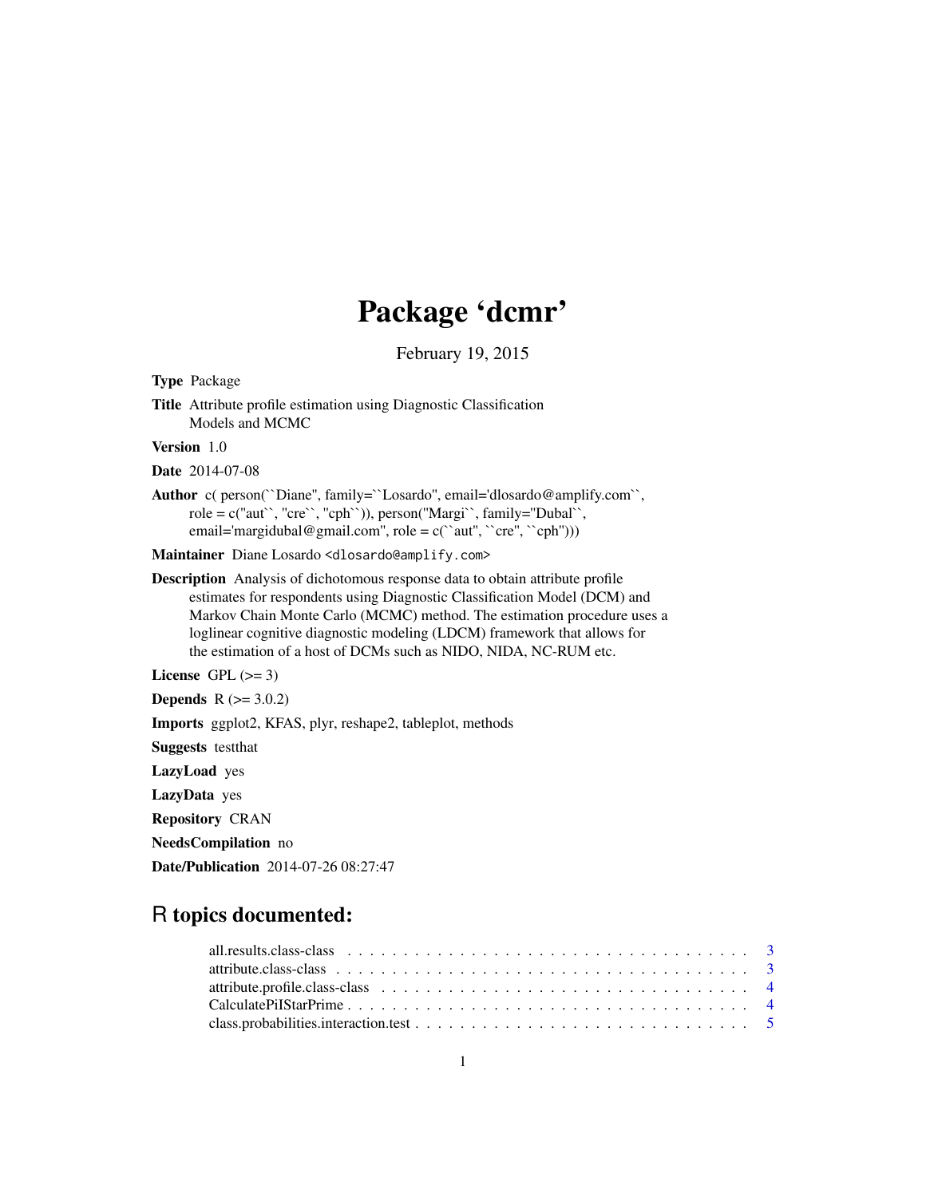# Package 'dcmr'

February 19, 2015

**Type** Package

**Title** Attribute profile estimation using Diagnostic Classification Models and MCMC

**Version** 1.0

**Date** 2014-07-08

**Author** c( person(``Diane'', family=``Losardo'', email='dlosardo@amplify.com``, role = c("aut``, "cre``, "cph``)), person("Margi``, family="Dubal``, email='margidubal@gmail.com'', role = c(``aut'', ``cre'', ``cph'')))

**Maintainer** Diane Losardo <dlosardo@amplify.com>

**Description** Analysis of dichotomous response data to obtain attribute profile estimates for respondents using Diagnostic Classification Model (DCM) and Markov Chain Monte Carlo (MCMC) method. The estimation procedure uses a loglinear cognitive diagnostic modeling (LDCM) framework that allows for the estimation of a host of DCMs such as NIDO, NIDA, NC-RUM etc.

**License** GPL (>= 3)

**Depends** R (>= 3.0.2)

**Imports** ggplot2, KFAS, plyr, reshape2, tableplot, methods

**Suggests** testthat

**LazyLoad** yes

**LazyData** yes

**Repository** CRAN

**NeedsCompilation** no

**Date/Publication** 2014-07-26 08:27:47

## R topics documented:

- all.results.class-class . . . . . . . . . . . . . . . . . . . . . . . . . . . . . . . . . . . . 3
- attribute.class-class . . . . . . . . . . . . . . . . . . . . . . . . . . . . . . . . . . . . . . 3
- attribute.profile.class-class . . . . . . . . . . . . . . . . . . . . . . . . . . . . . . . . . . 4
- CalculatePiIStarPrime . . . . . . . . . . . . . . . . . . . . . . . . . . . . . . . . . . . . . 4
- class.probabilities.interaction.test . . . . . . . . . . . . . . . . . . . . . . . . . . . . . . . 5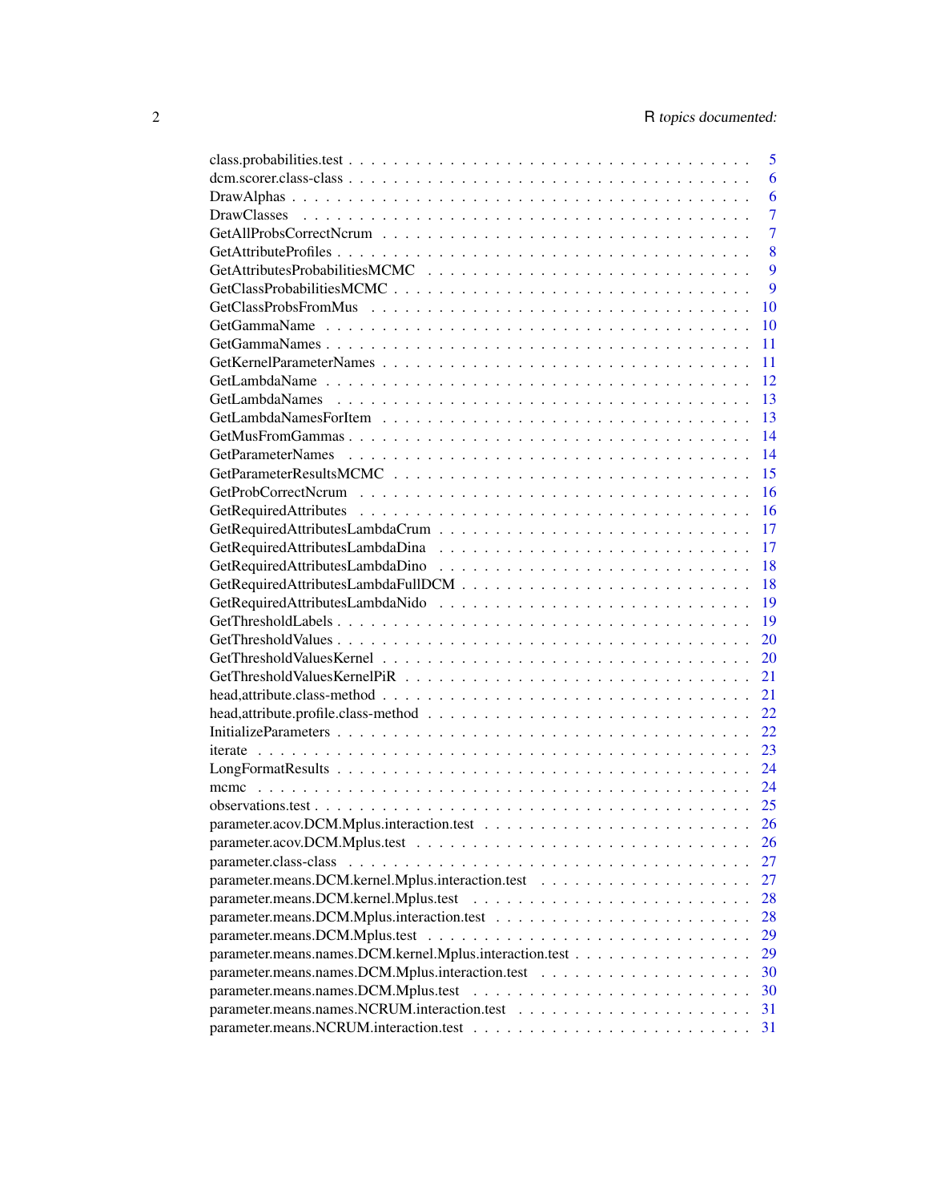class.probabilities.test . . . . . . . . . . . . . . . . . . . . . . . . . . . . . . . . . . . 5
dcm.scorer.class-class . . . . . . . . . . . . . . . . . . . . . . . . . . . . . . . . . . . 6
DrawAlphas . . . . . . . . . . . . . . . . . . . . . . . . . . . . . . . . . . . . . . . . 6
DrawClasses . . . . . . . . . . . . . . . . . . . . . . . . . . . . . . . . . . . . . . . 7
GetAllProbsCorrectNcrum . . . . . . . . . . . . . . . . . . . . . . . . . . . . . . . . 7
GetAttributeProfiles . . . . . . . . . . . . . . . . . . . . . . . . . . . . . . . . . . . 8
GetAttributesProbabilitiesMCMC . . . . . . . . . . . . . . . . . . . . . . . . . . . . 9
GetClassProbabilitiesMCMC . . . . . . . . . . . . . . . . . . . . . . . . . . . . . . . 9
GetClassProbsFromMus . . . . . . . . . . . . . . . . . . . . . . . . . . . . . . . . . 10
GetGammaName . . . . . . . . . . . . . . . . . . . . . . . . . . . . . . . . . . . . . 10
GetGammaNames . . . . . . . . . . . . . . . . . . . . . . . . . . . . . . . . . . . . 11
GetKernelParameterNames . . . . . . . . . . . . . . . . . . . . . . . . . . . . . . . 11
GetLambdaName . . . . . . . . . . . . . . . . . . . . . . . . . . . . . . . . . . . . 12
GetLambdaNames . . . . . . . . . . . . . . . . . . . . . . . . . . . . . . . . . . . . 13
GetLambdaNamesForItem . . . . . . . . . . . . . . . . . . . . . . . . . . . . . . . . 13
GetMusFromGammas . . . . . . . . . . . . . . . . . . . . . . . . . . . . . . . . . . 14
GetParameterNames . . . . . . . . . . . . . . . . . . . . . . . . . . . . . . . . . . . 14
GetParameterResultsMCMC . . . . . . . . . . . . . . . . . . . . . . . . . . . . . . . 15
GetProbCorrectNcrum . . . . . . . . . . . . . . . . . . . . . . . . . . . . . . . . . . 16
GetRequiredAttributes . . . . . . . . . . . . . . . . . . . . . . . . . . . . . . . . . . 16
GetRequiredAttributesLambdaCrum . . . . . . . . . . . . . . . . . . . . . . . . . . 17
GetRequiredAttributesLambdaDina . . . . . . . . . . . . . . . . . . . . . . . . . . 17
GetRequiredAttributesLambdaDino . . . . . . . . . . . . . . . . . . . . . . . . . . 18
GetRequiredAttributesLambdaFullDCM . . . . . . . . . . . . . . . . . . . . . . . . 18
GetRequiredAttributesLambdaNido . . . . . . . . . . . . . . . . . . . . . . . . . . 19
GetThresholdLabels . . . . . . . . . . . . . . . . . . . . . . . . . . . . . . . . . . . 19
GetThresholdValues . . . . . . . . . . . . . . . . . . . . . . . . . . . . . . . . . . . 20
GetThresholdValuesKernel . . . . . . . . . . . . . . . . . . . . . . . . . . . . . . . 20
GetThresholdValuesKernelPiR . . . . . . . . . . . . . . . . . . . . . . . . . . . . . 21
head,attribute.class-method . . . . . . . . . . . . . . . . . . . . . . . . . . . . . . . 21
head,attribute.profile.class-method . . . . . . . . . . . . . . . . . . . . . . . . . . . 22
InitializeParameters . . . . . . . . . . . . . . . . . . . . . . . . . . . . . . . . . . . 22
iterate . . . . . . . . . . . . . . . . . . . . . . . . . . . . . . . . . . . . . . . . . . 23
LongFormatResults . . . . . . . . . . . . . . . . . . . . . . . . . . . . . . . . . . . 24
mcmc . . . . . . . . . . . . . . . . . . . . . . . . . . . . . . . . . . . . . . . . . . 24
observations.test . . . . . . . . . . . . . . . . . . . . . . . . . . . . . . . . . . . . . 25
parameter.acov.DCM.Mplus.interaction.test . . . . . . . . . . . . . . . . . . . . . . 26
parameter.acov.DCM.Mplus.test . . . . . . . . . . . . . . . . . . . . . . . . . . . . 26
parameter.class-class . . . . . . . . . . . . . . . . . . . . . . . . . . . . . . . . . . 27
parameter.means.DCM.kernel.Mplus.interaction.test . . . . . . . . . . . . . . . . . 27
parameter.means.DCM.kernel.Mplus.test . . . . . . . . . . . . . . . . . . . . . . . 28
parameter.means.DCM.Mplus.interaction.test . . . . . . . . . . . . . . . . . . . . . 28
parameter.means.DCM.Mplus.test . . . . . . . . . . . . . . . . . . . . . . . . . . . 29
parameter.means.names.DCM.kernel.Mplus.interaction.test . . . . . . . . . . . . . . 29
parameter.means.names.DCM.Mplus.interaction.test . . . . . . . . . . . . . . . . . 30
parameter.means.names.DCM.Mplus.test . . . . . . . . . . . . . . . . . . . . . . . 30
parameter.means.names.NCRUM.interaction.test . . . . . . . . . . . . . . . . . . . 31
parameter.means.NCRUM.interaction.test . . . . . . . . . . . . . . . . . . . . . . . 31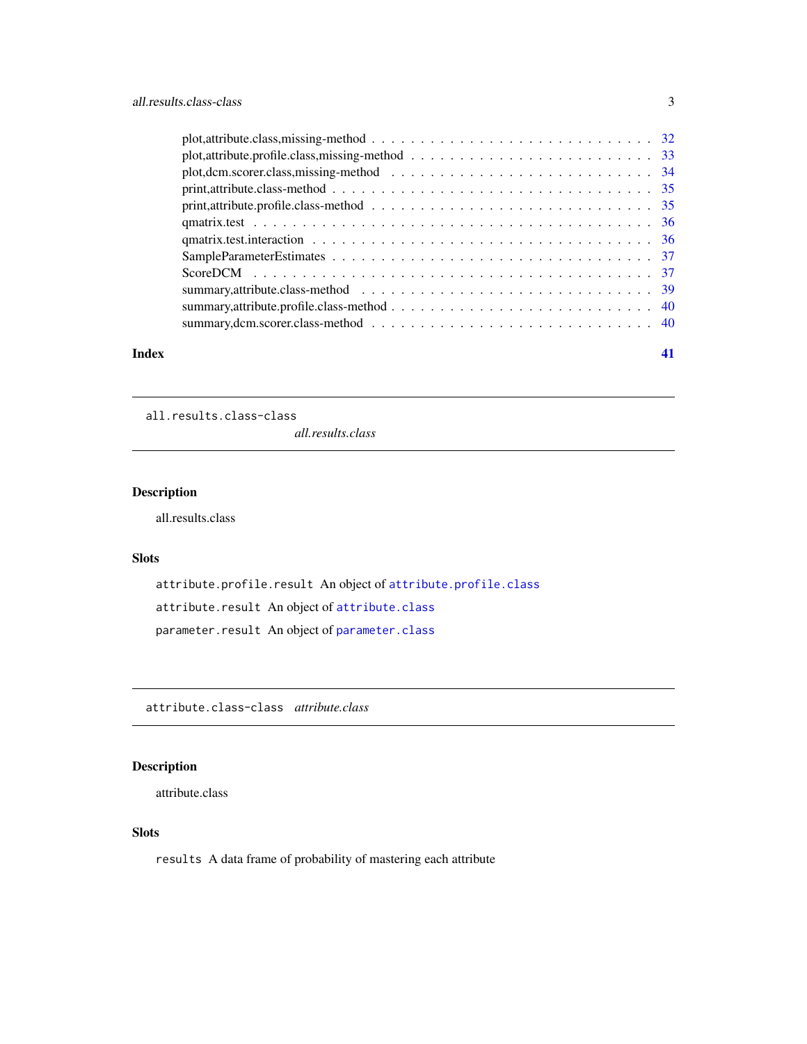plot,attribute.class,missing-method . . . . . . . . . . . . . . . . . . . . . . . . . . . . 32
plot,attribute.profile.class,missing-method . . . . . . . . . . . . . . . . . . . . . . . . . 33
plot,dcm.scorer.class,missing-method . . . . . . . . . . . . . . . . . . . . . . . . . . . 34
print,attribute.class-method . . . . . . . . . . . . . . . . . . . . . . . . . . . . . . . . 35
print,attribute.profile.class-method . . . . . . . . . . . . . . . . . . . . . . . . . . . . 35
qmatrix.test . . . . . . . . . . . . . . . . . . . . . . . . . . . . . . . . . . . . . . . . 36
qmatrix.test.interaction . . . . . . . . . . . . . . . . . . . . . . . . . . . . . . . . . . 36
SampleParameterEstimates . . . . . . . . . . . . . . . . . . . . . . . . . . . . . . . . . 37
ScoreDCM . . . . . . . . . . . . . . . . . . . . . . . . . . . . . . . . . . . . . . . . . . 37
summary,attribute.class-method . . . . . . . . . . . . . . . . . . . . . . . . . . . . . . 39
summary,attribute.profile.class-method . . . . . . . . . . . . . . . . . . . . . . . . . . 40
summary,dcm.scorer.class-method . . . . . . . . . . . . . . . . . . . . . . . . . . . . . 40

**Index** **41**

---

## `all.results.class-class` *all.results.class*

### Description

all.results.class

### Slots

`attribute.profile.result` An object of `attribute.profile.class`

`attribute.result` An object of `attribute.class`

`parameter.result` An object of `parameter.class`

---

## `attribute.class-class` *attribute.class*

### Description

attribute.class

### Slots

`results` A data frame of probability of mastering each attribute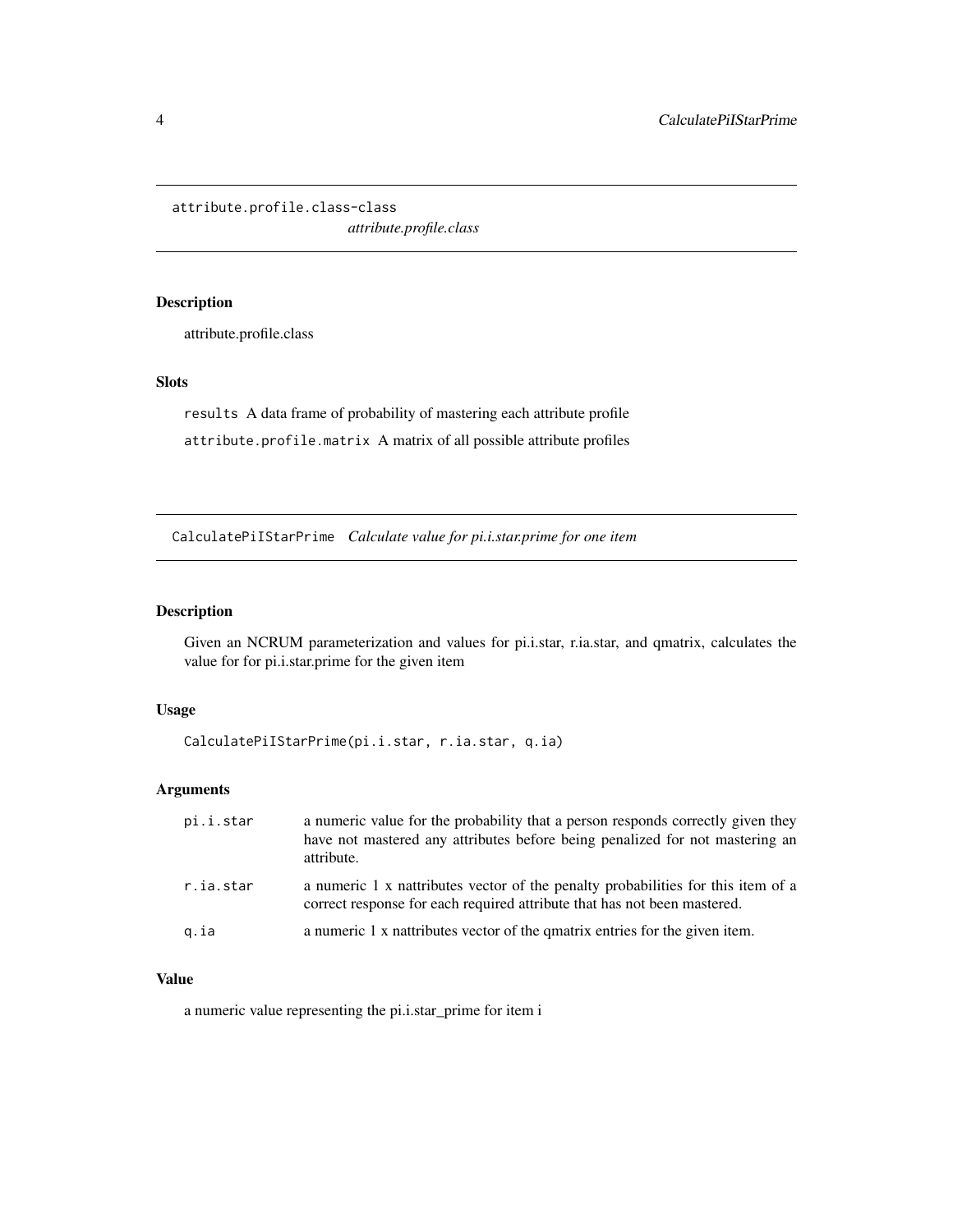## attribute.profile.class-class

*attribute.profile.class*

### Description

attribute.profile.class

### Slots

`results` A data frame of probability of mastering each attribute profile

`attribute.profile.matrix` A matrix of all possible attribute profiles

## CalculatePiIStarPrime *Calculate value for pi.i.star.prime for one item*

### Description

Given an NCRUM parameterization and values for pi.i.star, r.ia.star, and qmatrix, calculates the value for for pi.i.star.prime for the given item

### Usage

```
CalculatePiIStarPrime(pi.i.star, r.ia.star, q.ia)
```

### Arguments

| | |
|---|---|
| `pi.i.star` | a numeric value for the probability that a person responds correctly given they have not mastered any attributes before being penalized for not mastering an attribute. |
| `r.ia.star` | a numeric 1 x nattributes vector of the penalty probabilities for this item of a correct response for each required attribute that has not been mastered. |
| `q.ia` | a numeric 1 x nattributes vector of the qmatrix entries for the given item. |

### Value

a numeric value representing the pi.i.star_prime for item i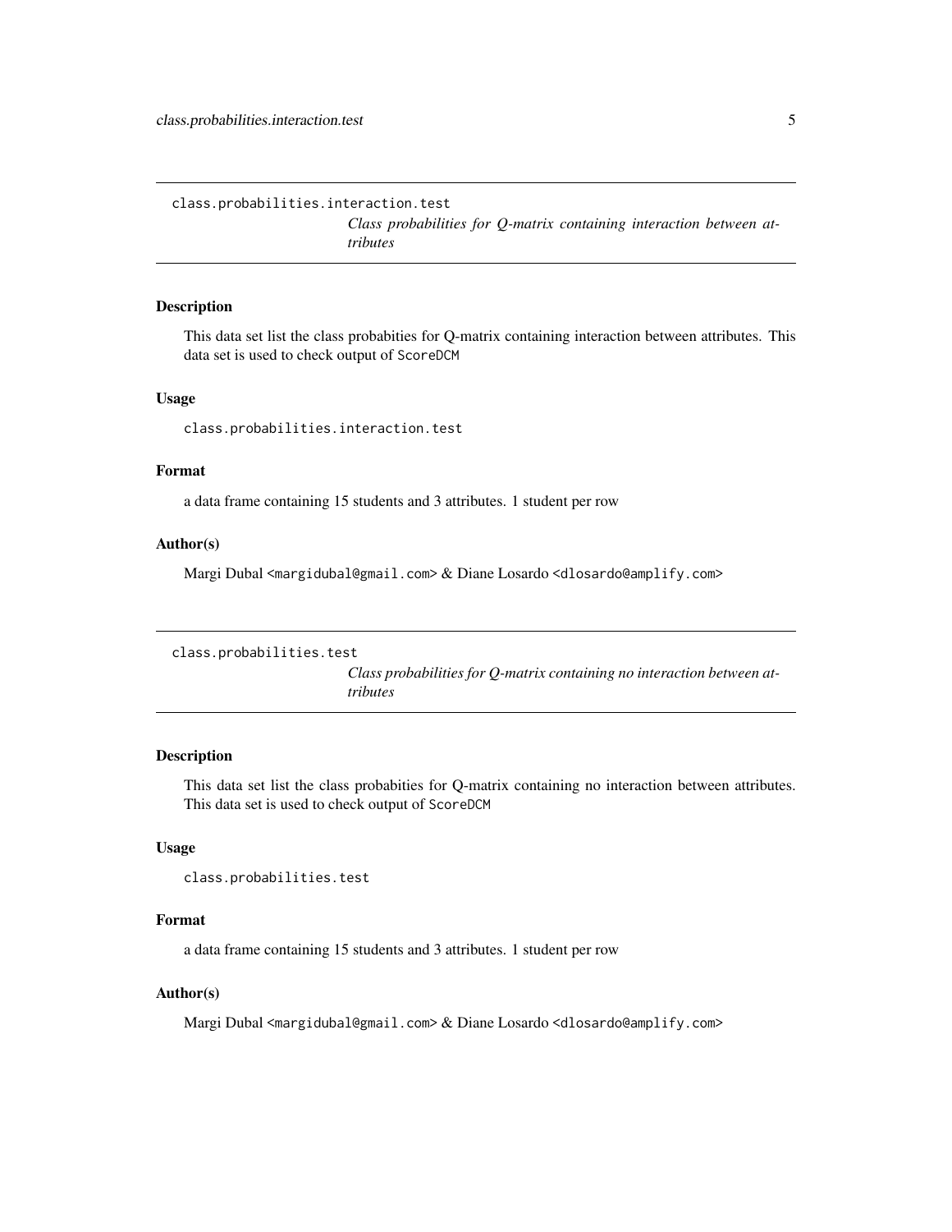## class.probabilities.interaction.test

*Class probabilities for Q-matrix containing interaction between attributes*

### Description

This data set list the class probabities for Q-matrix containing interaction between attributes. This data set is used to check output of `ScoreDCM`

### Usage

```
class.probabilities.interaction.test
```

### Format

a data frame containing 15 students and 3 attributes. 1 student per row

### Author(s)

Margi Dubal <margidubal@gmail.com> & Diane Losardo <dlosardo@amplify.com>

## class.probabilities.test

*Class probabilities for Q-matrix containing no interaction between attributes*

### Description

This data set list the class probabities for Q-matrix containing no interaction between attributes. This data set is used to check output of `ScoreDCM`

### Usage

```
class.probabilities.test
```

### Format

a data frame containing 15 students and 3 attributes. 1 student per row

### Author(s)

Margi Dubal <margidubal@gmail.com> & Diane Losardo <dlosardo@amplify.com>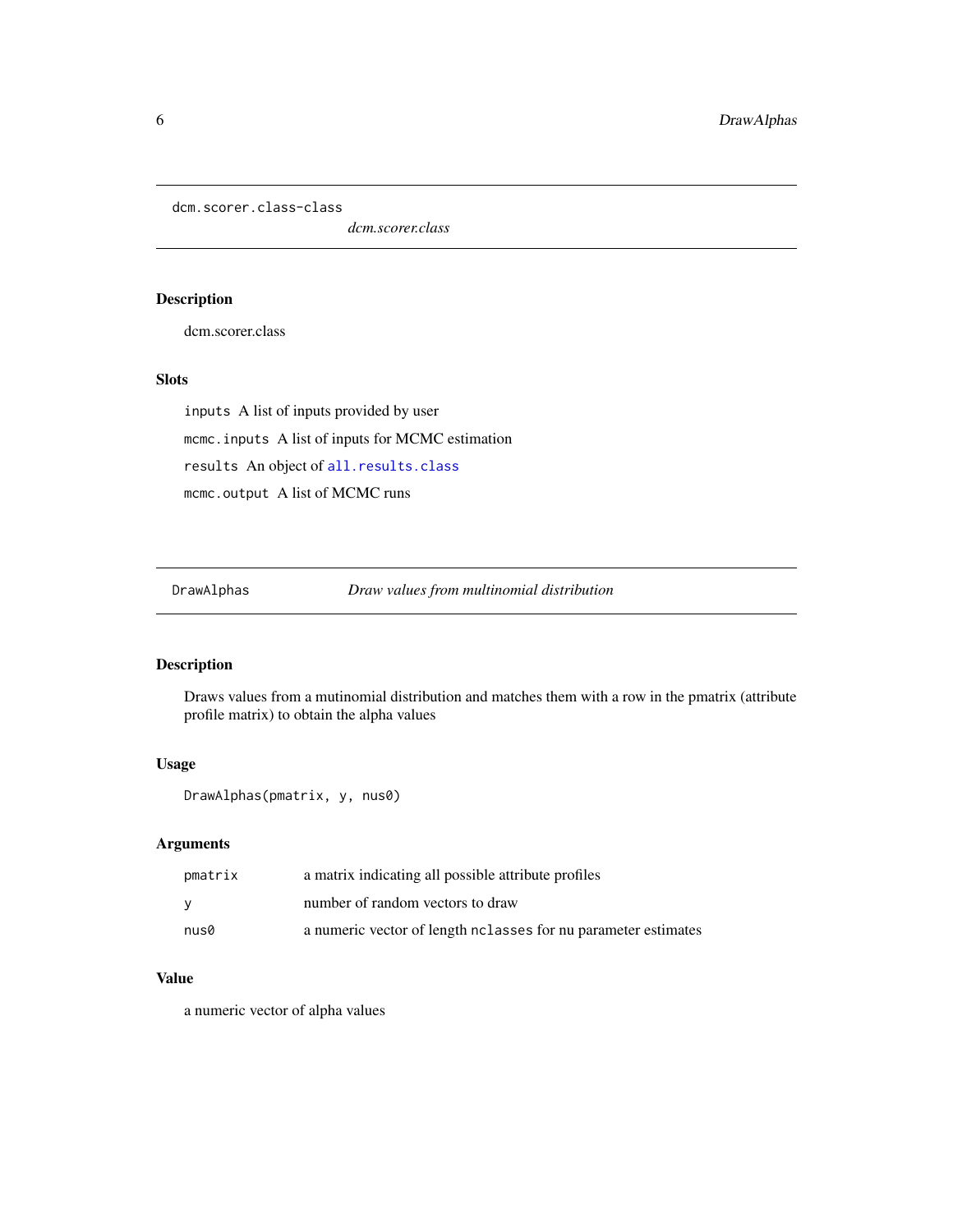## dcm.scorer.class-class

*dcm.scorer.class*

### Description

dcm.scorer.class

### Slots

`inputs` A list of inputs provided by user

`mcmc.inputs` A list of inputs for MCMC estimation

`results` An object of `all.results.class`

`mcmc.output` A list of MCMC runs

## DrawAlphas

*Draw values from multinomial distribution*

### Description

Draws values from a mutinomial distribution and matches them with a row in the pmatrix (attribute profile matrix) to obtain the alpha values

### Usage

```
DrawAlphas(pmatrix, y, nus0)
```

### Arguments

| | |
|---|---|
| `pmatrix` | a matrix indicating all possible attribute profiles |
| `y` | number of random vectors to draw |
| `nus0` | a numeric vector of length `nclasses` for nu parameter estimates |

### Value

a numeric vector of alpha values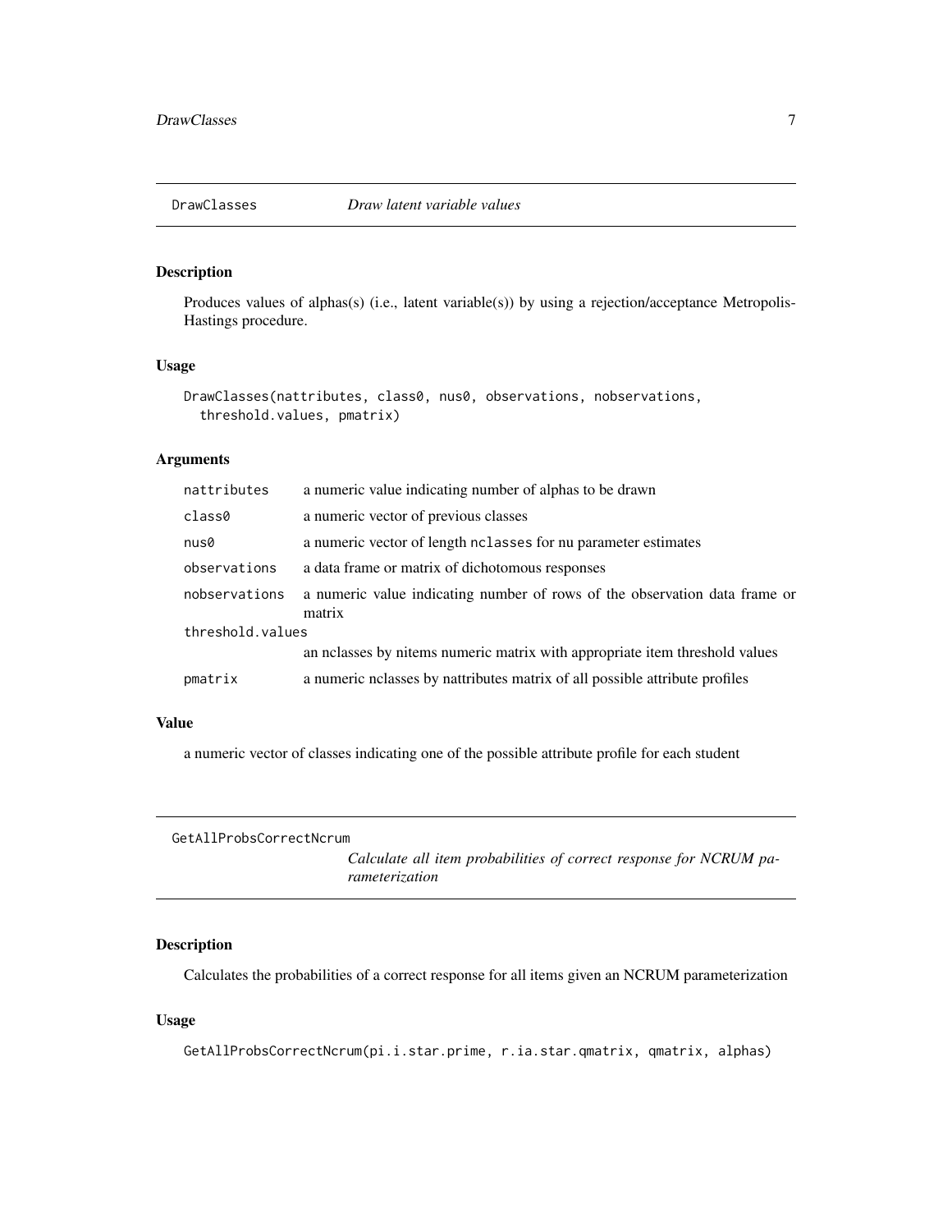## DrawClasses *Draw latent variable values*

### Description

Produces values of alphas(s) (i.e., latent variable(s)) by using a rejection/acceptance Metropolis-Hastings procedure.

### Usage

```
DrawClasses(nattributes, class0, nus0, observations, nobservations,
  threshold.values, pmatrix)
```

### Arguments

| | |
|---|---|
| nattributes | a numeric value indicating number of alphas to be drawn |
| class0 | a numeric vector of previous classes |
| nus0 | a numeric vector of length nclasses for nu parameter estimates |
| observations | a data frame or matrix of dichotomous responses |
| nobservations | a numeric value indicating number of rows of the observation data frame or matrix |
| threshold.values | an nclasses by nitems numeric matrix with appropriate item threshold values |
| pmatrix | a numeric nclasses by nattributes matrix of all possible attribute profiles |

### Value

a numeric vector of classes indicating one of the possible attribute profile for each student

## GetAllProbsCorrectNcrum *Calculate all item probabilities of correct response for NCRUM parameterization*

### Description

Calculates the probabilities of a correct response for all items given an NCRUM parameterization

### Usage

```
GetAllProbsCorrectNcrum(pi.i.star.prime, r.ia.star.qmatrix, qmatrix, alphas)
```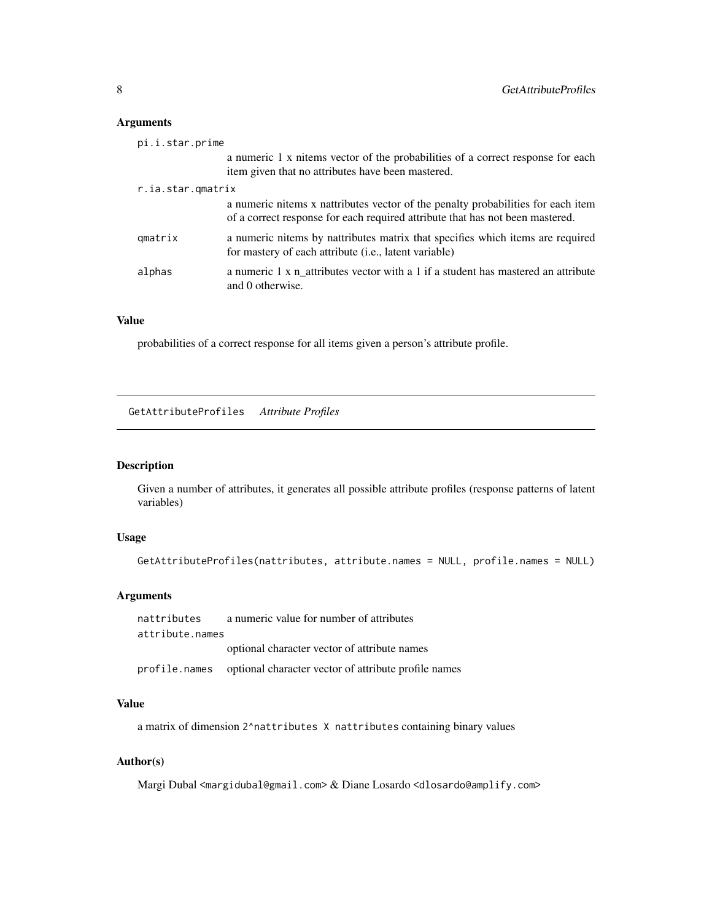## Arguments

pi.i.star.prime
: a numeric 1 x nitems vector of the probabilities of a correct response for each item given that no attributes have been mastered.

r.ia.star.qmatrix
: a numeric nitems x nattributes vector of the penalty probabilities for each item of a correct response for each required attribute that has not been mastered.

qmatrix
: a numeric nitems by nattributes matrix that specifies which items are required for mastery of each attribute (i.e., latent variable)

alphas
: a numeric 1 x n_attributes vector with a 1 if a student has mastered an attribute and 0 otherwise.

## Value

probabilities of a correct response for all items given a person's attribute profile.

---

# GetAttributeProfiles *Attribute Profiles*

## Description

Given a number of attributes, it generates all possible attribute profiles (response patterns of latent variables)

## Usage

```
GetAttributeProfiles(nattributes, attribute.names = NULL, profile.names = NULL)
```

## Arguments

nattributes
: a numeric value for number of attributes

attribute.names
: optional character vector of attribute names

profile.names
: optional character vector of attribute profile names

## Value

a matrix of dimension `2^nattributes X nattributes` containing binary values

## Author(s)

Margi Dubal <margidubal@gmail.com> & Diane Losardo <dlosardo@amplify.com>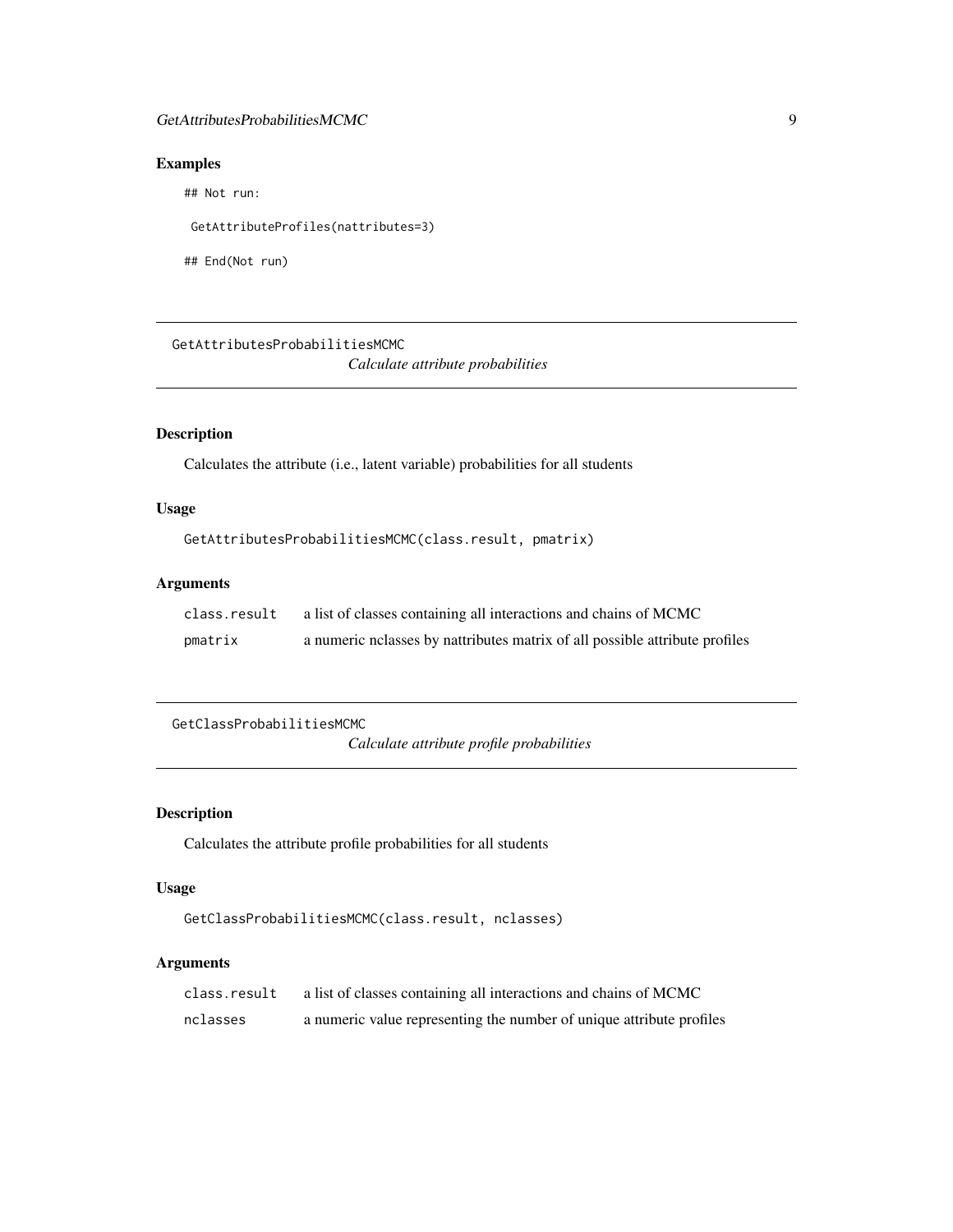## Examples

```
## Not run:

 GetAttributeProfiles(nattributes=3)

## End(Not run)
```

---

# GetAttributesProbabilitiesMCMC

*Calculate attribute probabilities*

---

## Description

Calculates the attribute (i.e., latent variable) probabilities for all students

## Usage

```
GetAttributesProbabilitiesMCMC(class.result, pmatrix)
```

## Arguments

| | |
|---|---|
| `class.result` | a list of classes containing all interactions and chains of MCMC |
| `pmatrix` | a numeric nclasses by nattributes matrix of all possible attribute profiles |

---

# GetClassProbabilitiesMCMC

*Calculate attribute profile probabilities*

---

## Description

Calculates the attribute profile probabilities for all students

## Usage

```
GetClassProbabilitiesMCMC(class.result, nclasses)
```

## Arguments

| | |
|---|---|
| `class.result` | a list of classes containing all interactions and chains of MCMC |
| `nclasses` | a numeric value representing the number of unique attribute profiles |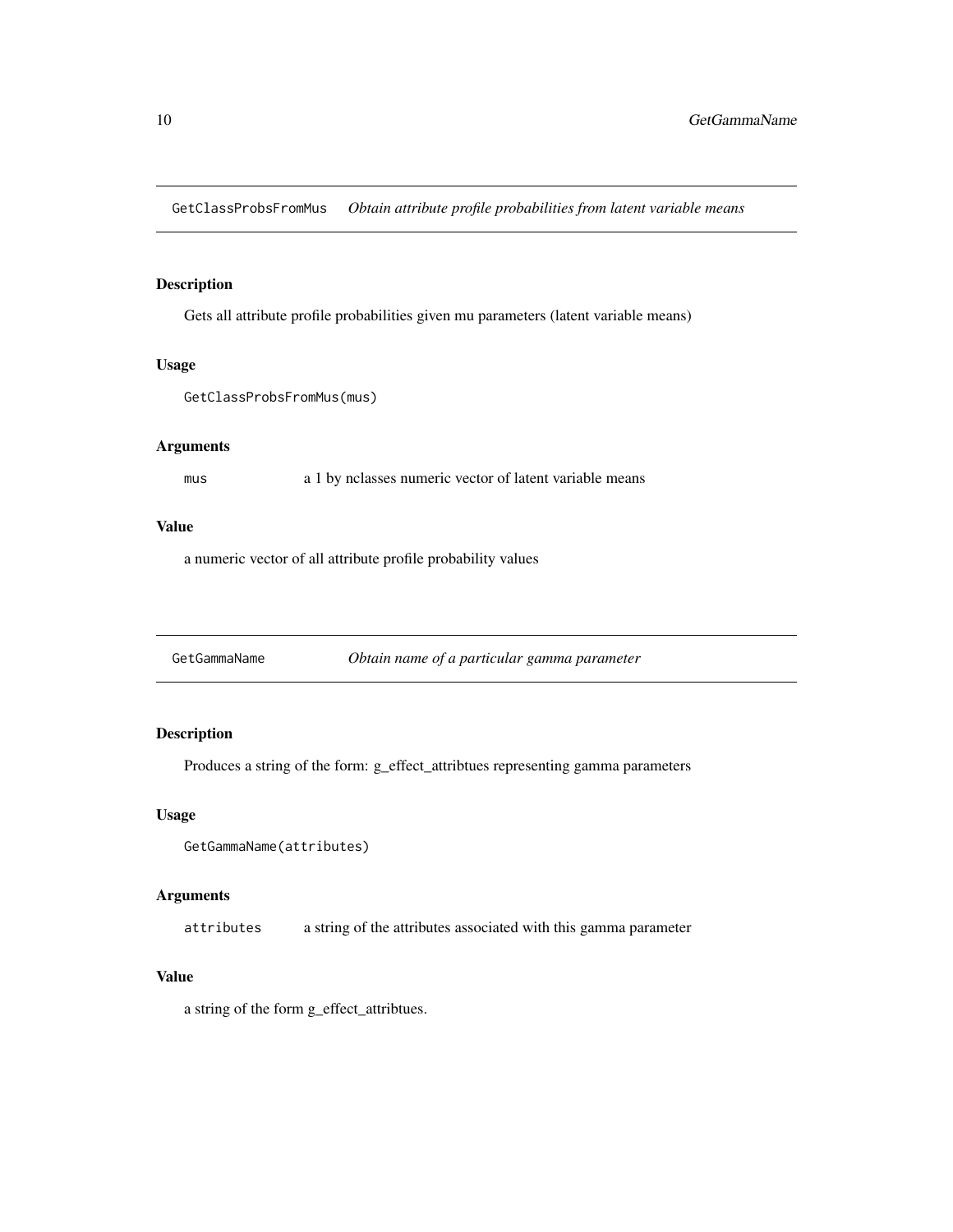## GetClassProbsFromMus *Obtain attribute profile probabilities from latent variable means*

### Description

Gets all attribute profile probabilities given mu parameters (latent variable means)

### Usage

```
GetClassProbsFromMus(mus)
```

### Arguments

| | |
|---|---|
| mus | a 1 by nclasses numeric vector of latent variable means |

### Value

a numeric vector of all attribute profile probability values

## GetGammaName *Obtain name of a particular gamma parameter*

### Description

Produces a string of the form: g_effect_attribtues representing gamma parameters

### Usage

```
GetGammaName(attributes)
```

### Arguments

| | |
|---|---|
| attributes | a string of the attributes associated with this gamma parameter |

### Value

a string of the form g_effect_attribtues.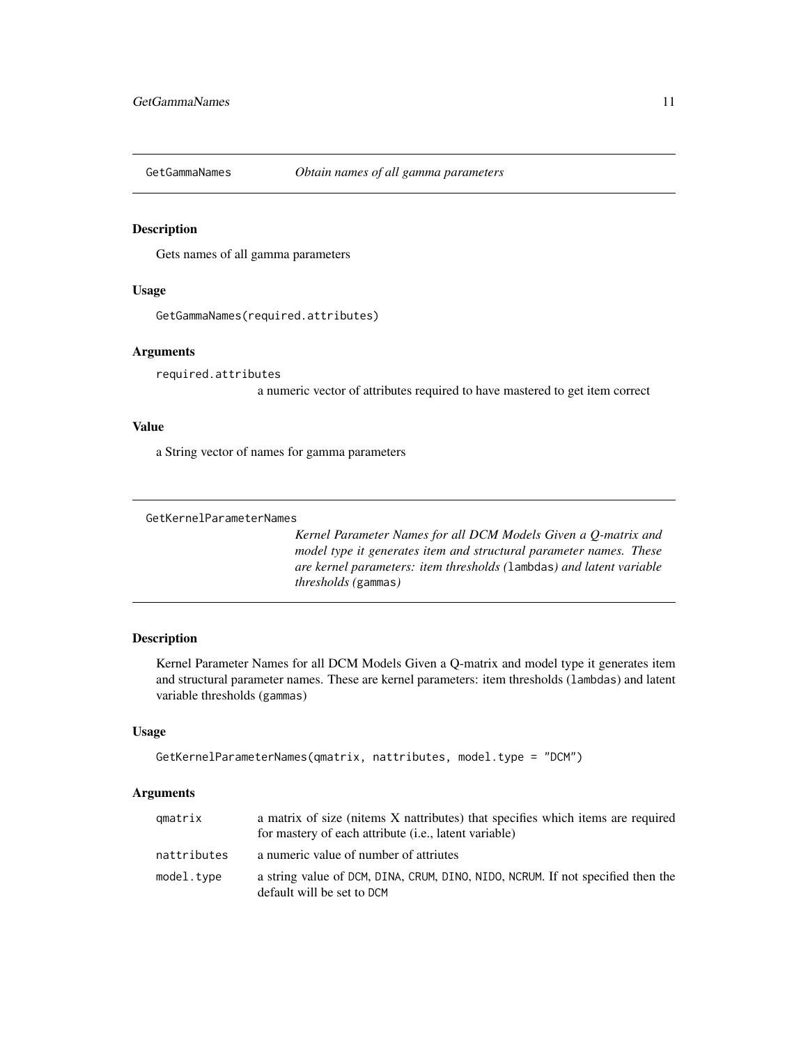## GetGammaNames *Obtain names of all gamma parameters*

### Description

Gets names of all gamma parameters

### Usage

```
GetGammaNames(required.attributes)
```

### Arguments

| | |
|---|---|
| required.attributes | a numeric vector of attributes required to have mastered to get item correct |

### Value

a String vector of names for gamma parameters

## GetKernelParameterNames *Kernel Parameter Names for all DCM Models Given a Q-matrix and model type it generates item and structural parameter names. These are kernel parameters: item thresholds (`lambdas`) and latent variable thresholds (`gammas`)*

### Description

Kernel Parameter Names for all DCM Models Given a Q-matrix and model type it generates item and structural parameter names. These are kernel parameters: item thresholds (`lambdas`) and latent variable thresholds (`gammas`)

### Usage

```
GetKernelParameterNames(qmatrix, nattributes, model.type = "DCM")
```

### Arguments

| | |
|---|---|
| qmatrix | a matrix of size (nitems X nattributes) that specifies which items are required for mastery of each attribute (i.e., latent variable) |
| nattributes | a numeric value of number of attriutes |
| model.type | a string value of `DCM`, `DINA`, `CRUM`, `DINO`, `NIDO`, `NCRUM`. If not specified then the default will be set to `DCM` |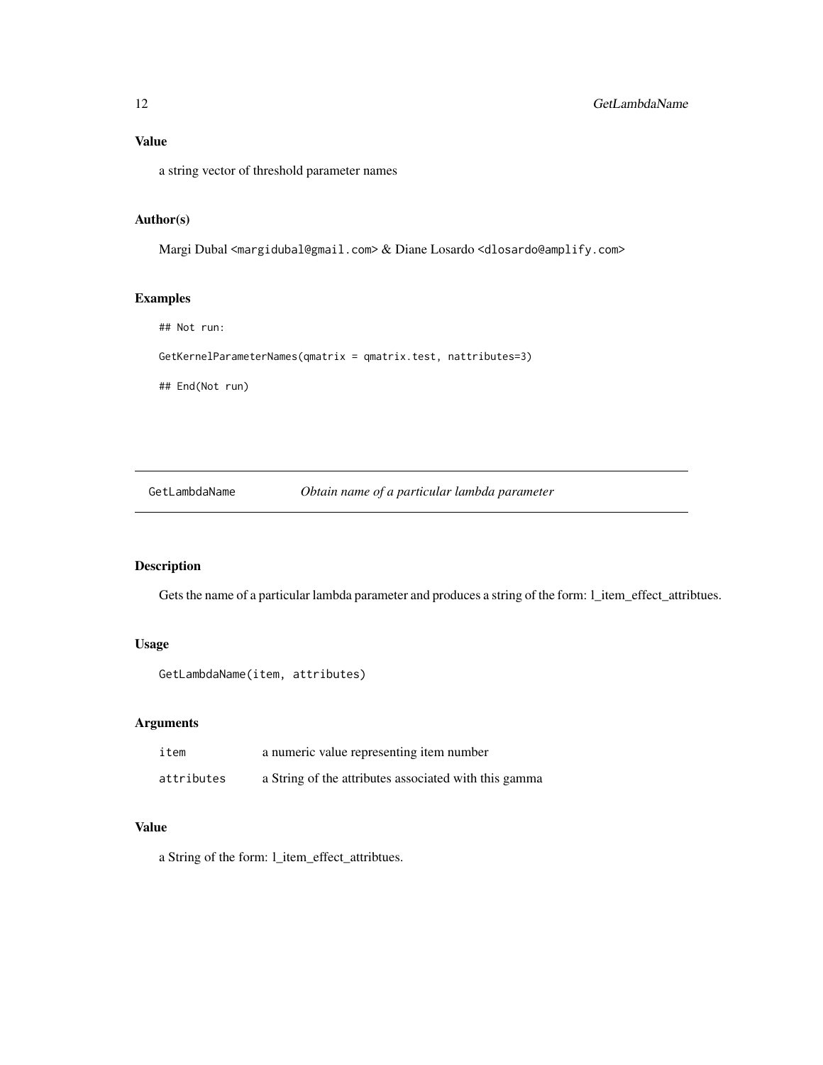## Value

a string vector of threshold parameter names

## Author(s)

Margi Dubal <margidubal@gmail.com> & Diane Losardo <dlosardo@amplify.com>

## Examples

```
## Not run:

GetKernelParameterNames(qmatrix = qmatrix.test, nattributes=3)

## End(Not run)
```

---

# GetLambdaName — *Obtain name of a particular lambda parameter*

---

## Description

Gets the name of a particular lambda parameter and produces a string of the form: l_item_effect_attribtues.

## Usage

```
GetLambdaName(item, attributes)
```

## Arguments

| | |
|---|---|
| `item` | a numeric value representing item number |
| `attributes` | a String of the attributes associated with this gamma |

## Value

a String of the form: l_item_effect_attribtues.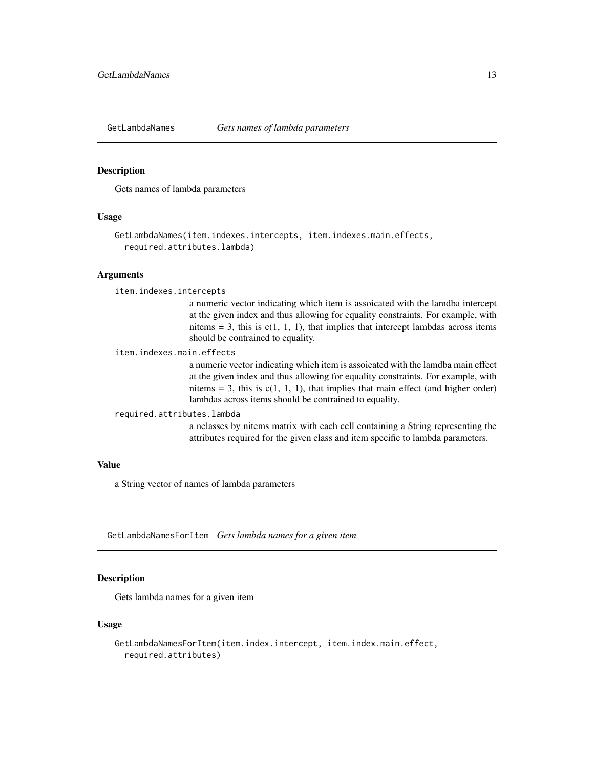## GetLambdaNames *Gets names of lambda parameters*

### Description

Gets names of lambda parameters

### Usage

```
GetLambdaNames(item.indexes.intercepts, item.indexes.main.effects,
  required.attributes.lambda)
```

### Arguments

`item.indexes.intercepts`
: a numeric vector indicating which item is assoicated with the lamdba intercept at the given index and thus allowing for equality constraints. For example, with nitems = 3, this is c(1, 1, 1), that implies that intercept lambdas across items should be contrained to equality.

`item.indexes.main.effects`
: a numeric vector indicating which item is assoicated with the lamdba main effect at the given index and thus allowing for equality constraints. For example, with nitems = 3, this is c(1, 1, 1), that implies that main effect (and higher order) lambdas across items should be contrained to equality.

`required.attributes.lambda`
: a nclasses by nitems matrix with each cell containing a String representing the attributes required for the given class and item specific to lambda parameters.

### Value

a String vector of names of lambda parameters

## GetLambdaNamesForItem *Gets lambda names for a given item*

### Description

Gets lambda names for a given item

### Usage

```
GetLambdaNamesForItem(item.index.intercept, item.index.main.effect,
  required.attributes)
```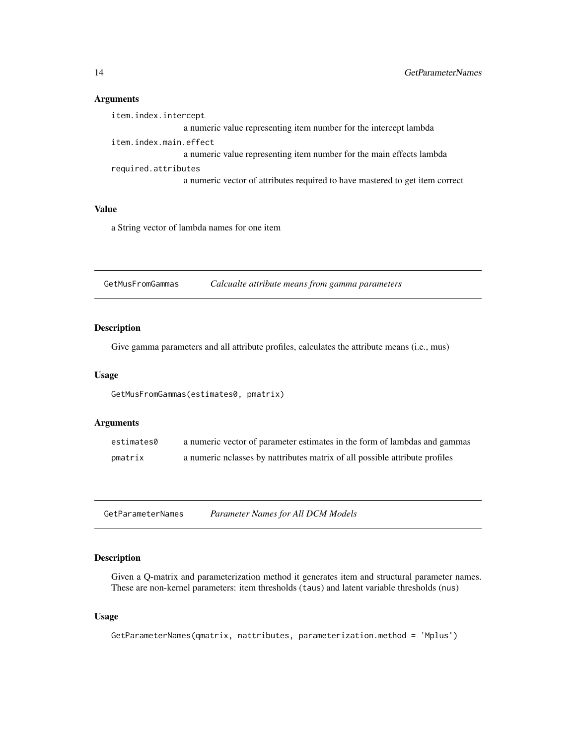### Arguments

item.index.intercept
: a numeric value representing item number for the intercept lambda

item.index.main.effect
: a numeric value representing item number for the main effects lambda

required.attributes
: a numeric vector of attributes required to have mastered to get item correct

### Value

a String vector of lambda names for one item

---

## GetMusFromGammas — *Calcualte attribute means from gamma parameters*

### Description

Give gamma parameters and all attribute profiles, calculates the attribute means (i.e., mus)

### Usage

```
GetMusFromGammas(estimates0, pmatrix)
```

### Arguments

| | |
|---|---|
| estimates0 | a numeric vector of parameter estimates in the form of lambdas and gammas |
| pmatrix | a numeric nclasses by nattributes matrix of all possible attribute profiles |

---

## GetParameterNames — *Parameter Names for All DCM Models*

### Description

Given a Q-matrix and parameterization method it generates item and structural parameter names. These are non-kernel parameters: item thresholds (taus) and latent variable thresholds (nus)

### Usage

```
GetParameterNames(qmatrix, nattributes, parameterization.method = 'Mplus')
```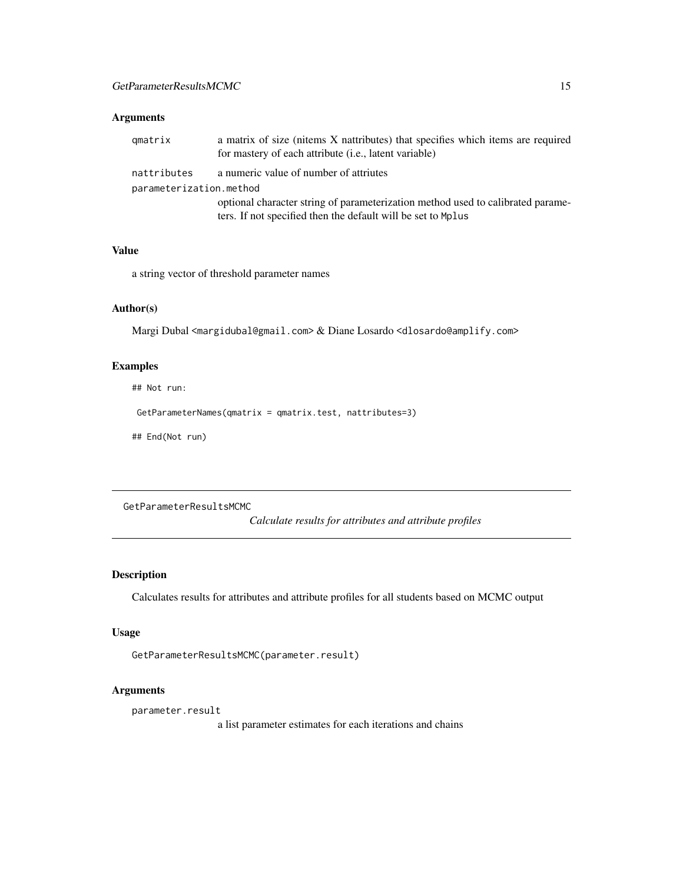### Arguments

- `qmatrix` a matrix of size (nitems X nattributes) that specifies which items are required for mastery of each attribute (i.e., latent variable)
- `nattributes` a numeric value of number of attriutes
- `parameterization.method` optional character string of parameterization method used to calibrated parameters. If not specified then the default will be set to `Mplus`

### Value

a string vector of threshold parameter names

### Author(s)

Margi Dubal <margidubal@gmail.com> & Diane Losardo <dlosardo@amplify.com>

### Examples

```
## Not run:

 GetParameterNames(qmatrix = qmatrix.test, nattributes=3)

## End(Not run)
```

---

## GetParameterResultsMCMC *Calculate results for attributes and attribute profiles*

---

### Description

Calculates results for attributes and attribute profiles for all students based on MCMC output

### Usage

```
GetParameterResultsMCMC(parameter.result)
```

### Arguments

- `parameter.result` a list parameter estimates for each iterations and chains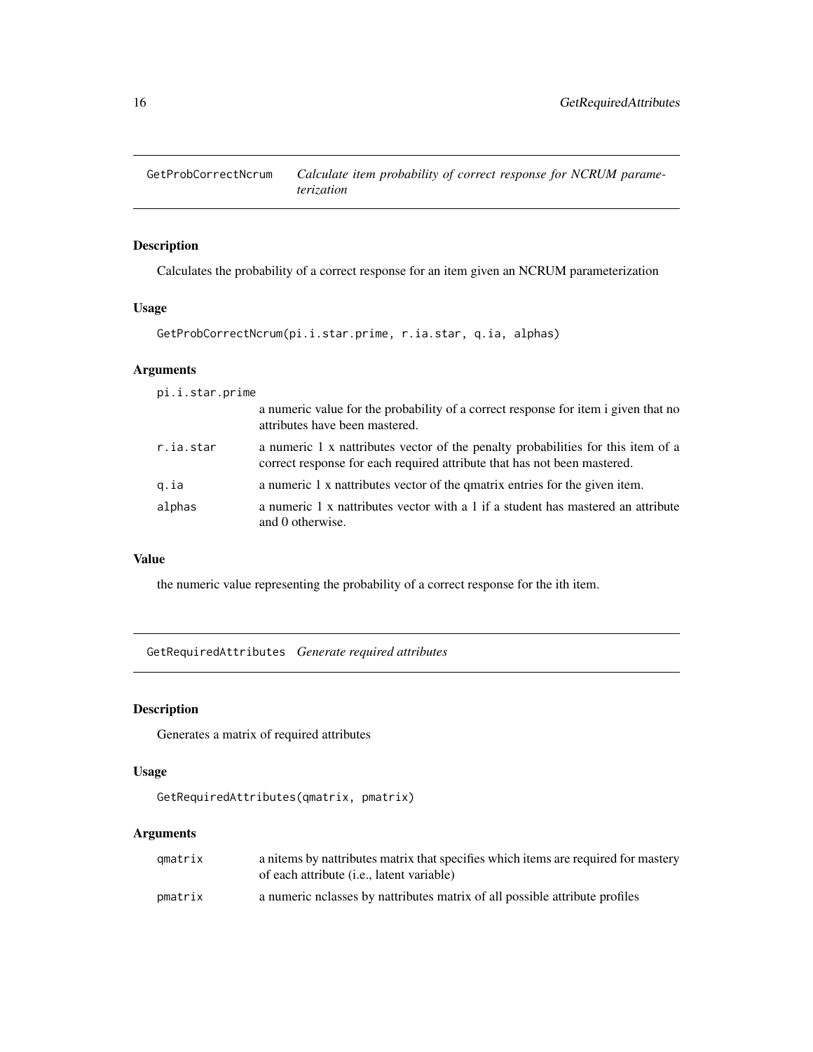## GetProbCorrectNcrum *Calculate item probability of correct response for NCRUM parameterization*

### Description

Calculates the probability of a correct response for an item given an NCRUM parameterization

### Usage

```
GetProbCorrectNcrum(pi.i.star.prime, r.ia.star, q.ia, alphas)
```

### Arguments

| | |
|---|---|
| pi.i.star.prime | a numeric value for the probability of a correct response for item i given that no attributes have been mastered. |
| r.ia.star | a numeric 1 x nattributes vector of the penalty probabilities for this item of a correct response for each required attribute that has not been mastered. |
| q.ia | a numeric 1 x nattributes vector of the qmatrix entries for the given item. |
| alphas | a numeric 1 x nattributes vector with a 1 if a student has mastered an attribute and 0 otherwise. |

### Value

the numeric value representing the probability of a correct response for the ith item.

## GetRequiredAttributes *Generate required attributes*

### Description

Generates a matrix of required attributes

### Usage

```
GetRequiredAttributes(qmatrix, pmatrix)
```

### Arguments

| | |
|---|---|
| qmatrix | a nitems by nattributes matrix that specifies which items are required for mastery of each attribute (i.e., latent variable) |
| pmatrix | a numeric nclasses by nattributes matrix of all possible attribute profiles |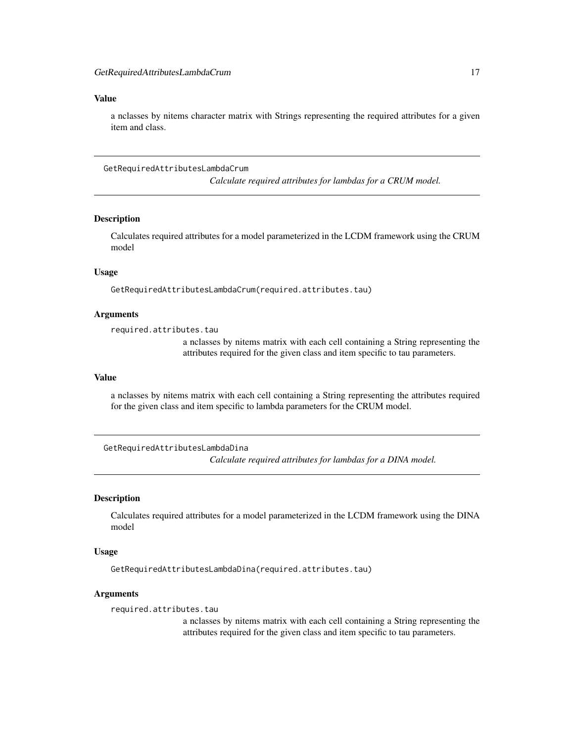### Value

a nclasses by nitems character matrix with Strings representing the required attributes for a given item and class.

---

## GetRequiredAttributesLambdaCrum

*Calculate required attributes for lambdas for a CRUM model.*

### Description

Calculates required attributes for a model parameterized in the LCDM framework using the CRUM model

### Usage

```
GetRequiredAttributesLambdaCrum(required.attributes.tau)
```

### Arguments

`required.attributes.tau`
: a nclasses by nitems matrix with each cell containing a String representing the attributes required for the given class and item specific to tau parameters.

### Value

a nclasses by nitems matrix with each cell containing a String representing the attributes required for the given class and item specific to lambda parameters for the CRUM model.

---

## GetRequiredAttributesLambdaDina

*Calculate required attributes for lambdas for a DINA model.*

### Description

Calculates required attributes for a model parameterized in the LCDM framework using the DINA model

### Usage

```
GetRequiredAttributesLambdaDina(required.attributes.tau)
```

### Arguments

`required.attributes.tau`
: a nclasses by nitems matrix with each cell containing a String representing the attributes required for the given class and item specific to tau parameters.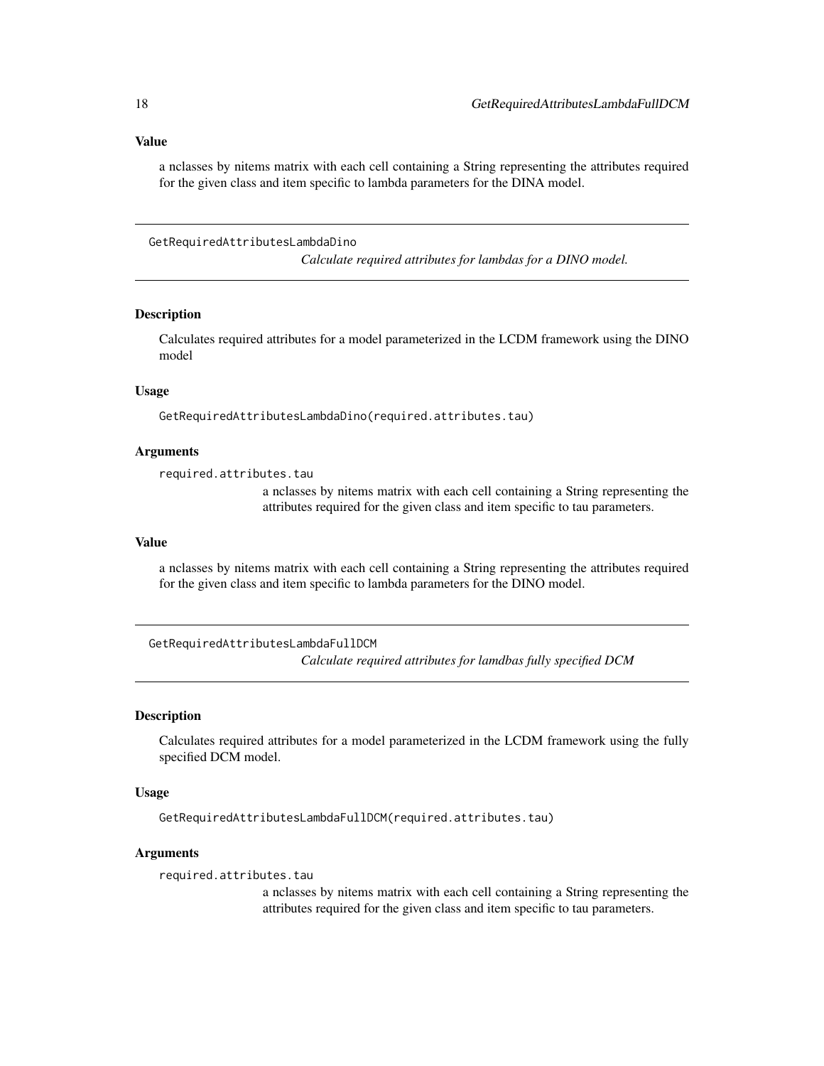### Value

a nclasses by nitems matrix with each cell containing a String representing the attributes required for the given class and item specific to lambda parameters for the DINA model.

---

## GetRequiredAttributesLambdaDino

*Calculate required attributes for lambdas for a DINO model.*

### Description

Calculates required attributes for a model parameterized in the LCDM framework using the DINO model

### Usage

```
GetRequiredAttributesLambdaDino(required.attributes.tau)
```

### Arguments

`required.attributes.tau`
: a nclasses by nitems matrix with each cell containing a String representing the attributes required for the given class and item specific to tau parameters.

### Value

a nclasses by nitems matrix with each cell containing a String representing the attributes required for the given class and item specific to lambda parameters for the DINO model.

---

## GetRequiredAttributesLambdaFullDCM

*Calculate required attributes for lamdbas fully specified DCM*

### Description

Calculates required attributes for a model parameterized in the LCDM framework using the fully specified DCM model.

### Usage

```
GetRequiredAttributesLambdaFullDCM(required.attributes.tau)
```

### Arguments

`required.attributes.tau`
: a nclasses by nitems matrix with each cell containing a String representing the attributes required for the given class and item specific to tau parameters.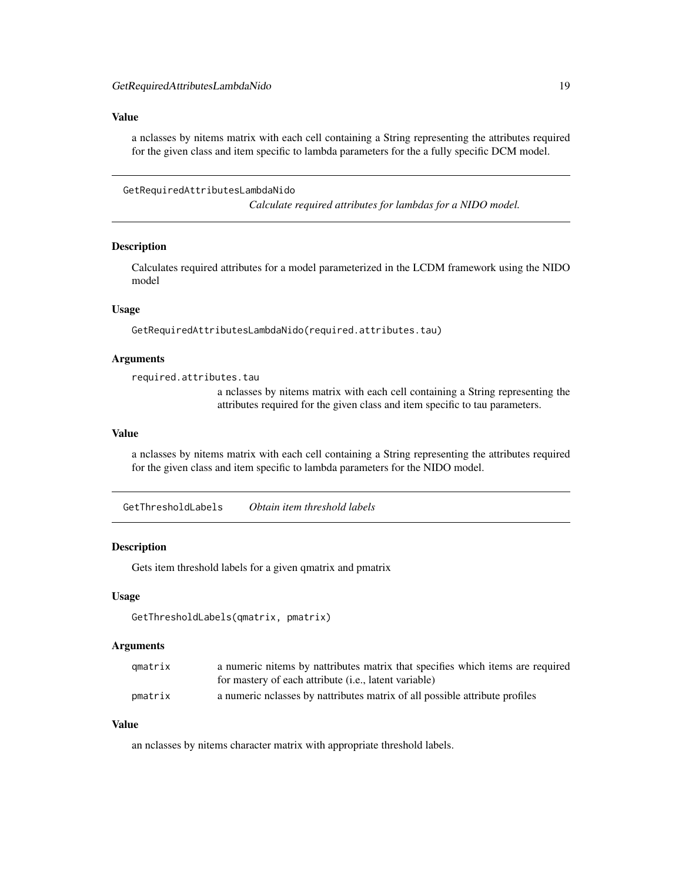### Value

a nclasses by nitems matrix with each cell containing a String representing the attributes required for the given class and item specific to lambda parameters for the a fully specific DCM model.

---

## GetRequiredAttributesLambdaNido

*Calculate required attributes for lambdas for a NIDO model.*

### Description

Calculates required attributes for a model parameterized in the LCDM framework using the NIDO model

### Usage

```
GetRequiredAttributesLambdaNido(required.attributes.tau)
```

### Arguments

| | |
|---|---|
| `required.attributes.tau` | a nclasses by nitems matrix with each cell containing a String representing the attributes required for the given class and item specific to tau parameters. |

### Value

a nclasses by nitems matrix with each cell containing a String representing the attributes required for the given class and item specific to lambda parameters for the NIDO model.

---

## GetThresholdLabels

*Obtain item threshold labels*

### Description

Gets item threshold labels for a given qmatrix and pmatrix

### Usage

```
GetThresholdLabels(qmatrix, pmatrix)
```

### Arguments

| | |
|---|---|
| `qmatrix` | a numeric nitems by nattributes matrix that specifies which items are required for mastery of each attribute (i.e., latent variable) |
| `pmatrix` | a numeric nclasses by nattributes matrix of all possible attribute profiles |

### Value

an nclasses by nitems character matrix with appropriate threshold labels.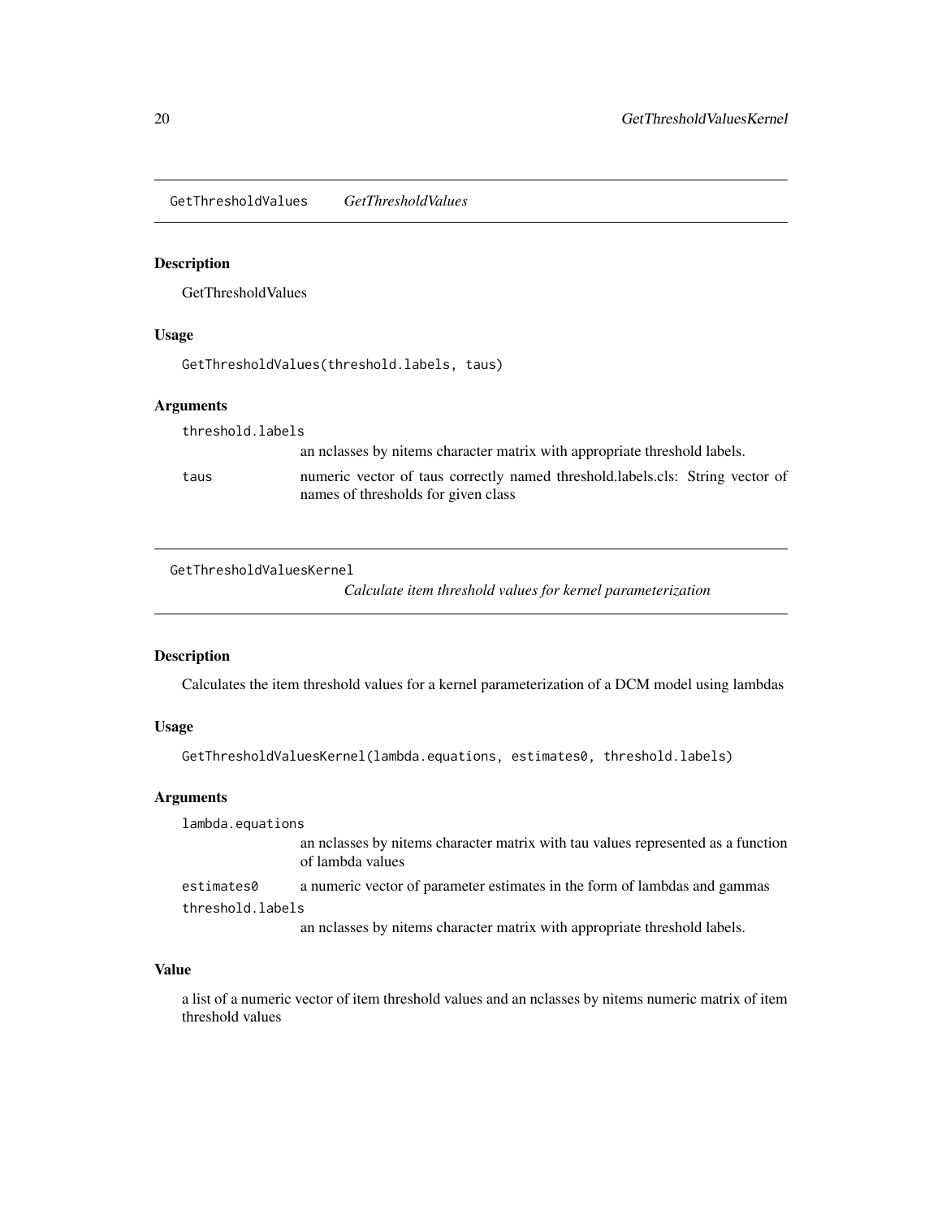## GetThresholdValues    *GetThresholdValues*

### Description

GetThresholdValues

### Usage

```
GetThresholdValues(threshold.labels, taus)
```

### Arguments

`threshold.labels`
: an nclasses by nitems character matrix with appropriate threshold labels.

`taus`
: numeric vector of taus correctly named threshold.labels.cls: String vector of names of thresholds for given class

## GetThresholdValuesKernel    *Calculate item threshold values for kernel parameterization*

### Description

Calculates the item threshold values for a kernel parameterization of a DCM model using lambdas

### Usage

```
GetThresholdValuesKernel(lambda.equations, estimates0, threshold.labels)
```

### Arguments

`lambda.equations`
: an nclasses by nitems character matrix with tau values represented as a function of lambda values

`estimates0`
: a numeric vector of parameter estimates in the form of lambdas and gammas

`threshold.labels`
: an nclasses by nitems character matrix with appropriate threshold labels.

### Value

a list of a numeric vector of item threshold values and an nclasses by nitems numeric matrix of item threshold values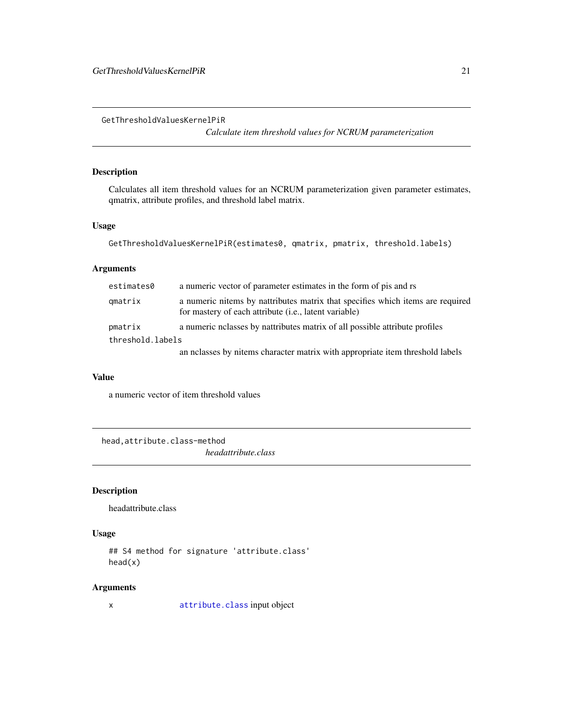## GetThresholdValuesKernelPiR

*Calculate item threshold values for NCRUM parameterization*

### Description

Calculates all item threshold values for an NCRUM parameterization given parameter estimates, qmatrix, attribute profiles, and threshold label matrix.

### Usage

```
GetThresholdValuesKernelPiR(estimates0, qmatrix, pmatrix, threshold.labels)
```

### Arguments

| | |
|---|---|
| `estimates0` | a numeric vector of parameter estimates in the form of pis and rs |
| `qmatrix` | a numeric nitems by nattributes matrix that specifies which items are required for mastery of each attribute (i.e., latent variable) |
| `pmatrix` | a numeric nclasses by nattributes matrix of all possible attribute profiles |
| `threshold.labels` | an nclasses by nitems character matrix with appropriate item threshold labels |

### Value

a numeric vector of item threshold values

## head,attribute.class-method

*headattribute.class*

### Description

headattribute.class

### Usage

```
## S4 method for signature 'attribute.class'
head(x)
```

### Arguments

| | |
|---|---|
| `x` | `attribute.class` input object |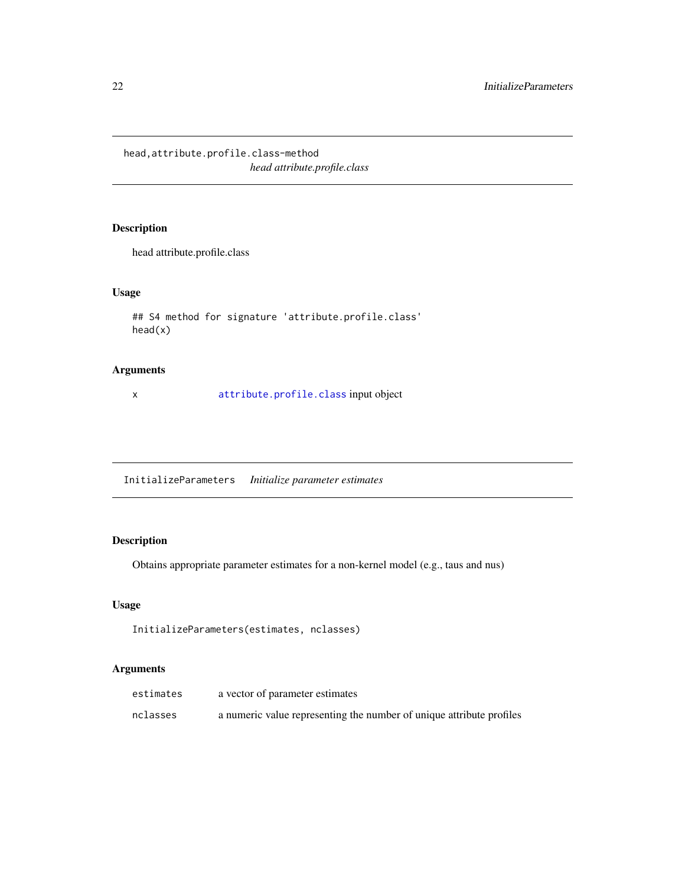## head,attribute.profile.class-method

*head attribute.profile.class*

### Description

head attribute.profile.class

### Usage

```
## S4 method for signature 'attribute.profile.class'
head(x)
```

### Arguments

| | |
|---|---|
| x | attribute.profile.class input object |

## InitializeParameters

*Initialize parameter estimates*

### Description

Obtains appropriate parameter estimates for a non-kernel model (e.g., taus and nus)

### Usage

```
InitializeParameters(estimates, nclasses)
```

### Arguments

| | |
|---|---|
| estimates | a vector of parameter estimates |
| nclasses | a numeric value representing the number of unique attribute profiles |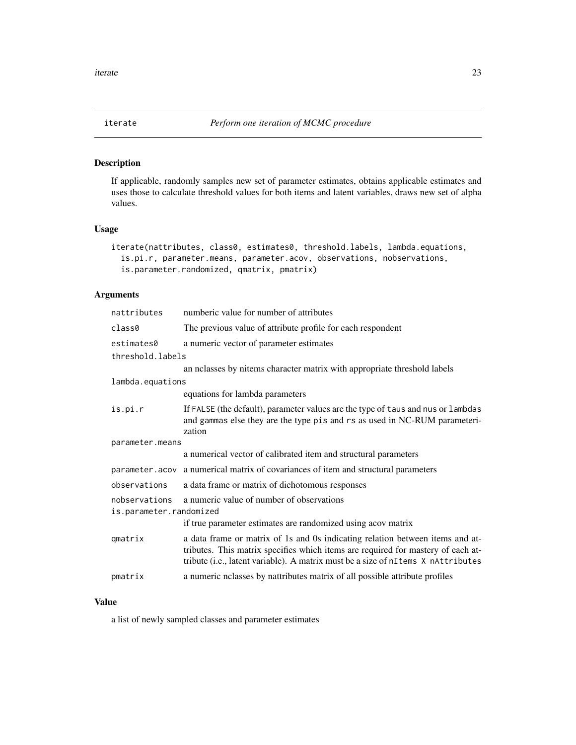# iterate — *Perform one iteration of MCMC procedure*

## Description

If applicable, randomly samples new set of parameter estimates, obtains applicable estimates and uses those to calculate threshold values for both items and latent variables, draws new set of alpha values.

## Usage

```
iterate(nattributes, class0, estimates0, threshold.labels, lambda.equations,
  is.pi.r, parameter.means, parameter.acov, observations, nobservations,
  is.parameter.randomized, qmatrix, pmatrix)
```

## Arguments

| | |
|---|---|
| `nattributes` | numberic value for number of attributes |
| `class0` | The previous value of attribute profile for each respondent |
| `estimates0` | a numeric vector of parameter estimates |
| `threshold.labels` | an nclasses by nitems character matrix with appropriate threshold labels |
| `lambda.equations` | equations for lambda parameters |
| `is.pi.r` | If `FALSE` (the default), parameter values are the type of `taus` and `nus` or `lambdas` and `gammas` else they are the type `pis` and `rs` as used in NC-RUM parameterization |
| `parameter.means` | a numerical vector of calibrated item and structural parameters |
| `parameter.acov` | a numerical matrix of covariances of item and structural parameters |
| `observations` | a data frame or matrix of dichotomous responses |
| `nobservations` | a numeric value of number of observations |
| `is.parameter.randomized` | if true parameter estimates are randomized using acov matrix |
| `qmatrix` | a data frame or matrix of 1s and 0s indicating relation between items and attributes. This matrix specifies which items are required for mastery of each attribute (i.e., latent variable). A matrix must be a size of `nItems X nAttributes` |
| `pmatrix` | a numeric nclasses by nattributes matrix of all possible attribute profiles |

## Value

a list of newly sampled classes and parameter estimates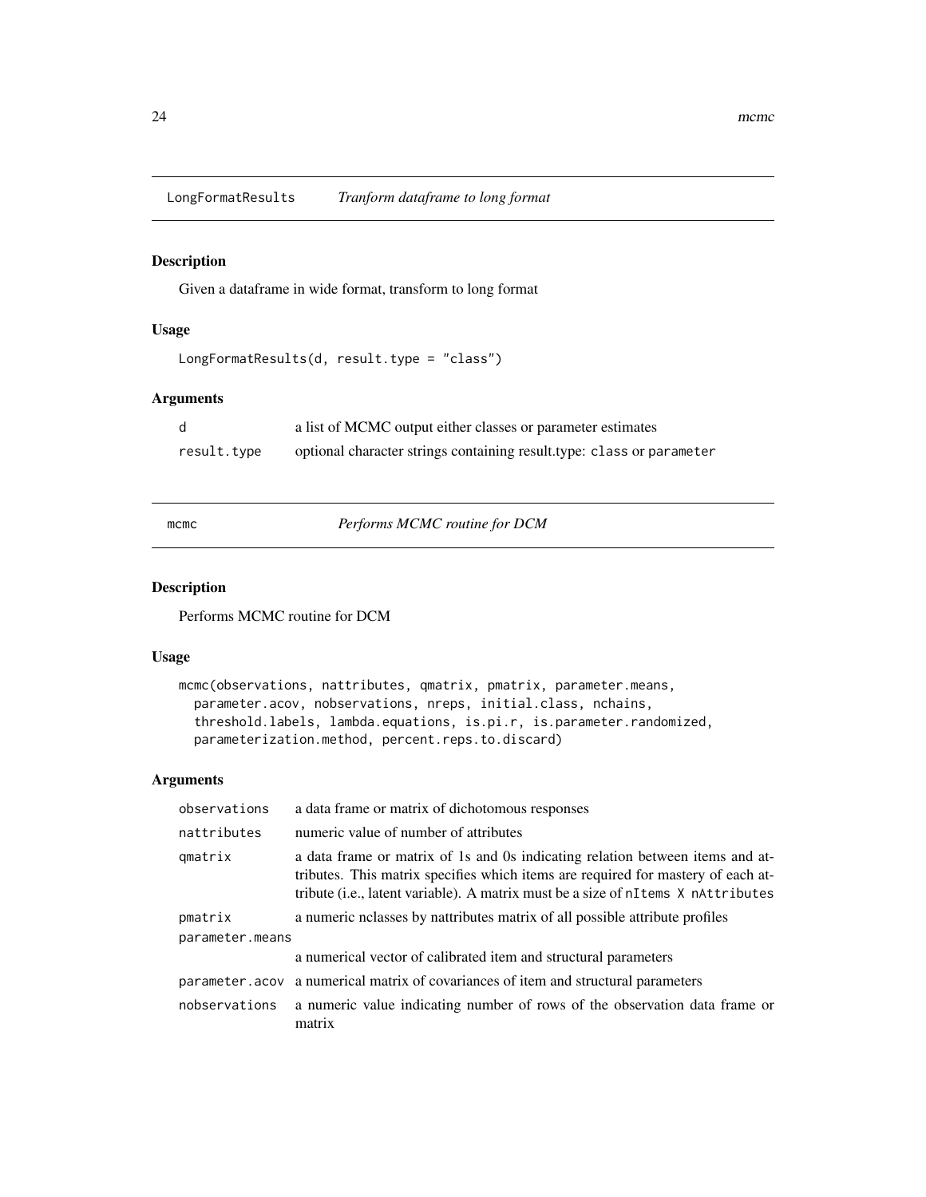## LongFormatResults    *Tranform dataframe to long format*

### Description

Given a dataframe in wide format, transform to long format

### Usage

```
LongFormatResults(d, result.type = "class")
```

### Arguments

| | |
|---|---|
| d | a list of MCMC output either classes or parameter estimates |
| result.type | optional character strings containing result.type: class or parameter |

## mcmc    *Performs MCMC routine for DCM*

### Description

Performs MCMC routine for DCM

### Usage

```
mcmc(observations, nattributes, qmatrix, pmatrix, parameter.means,
  parameter.acov, nobservations, nreps, initial.class, nchains,
  threshold.labels, lambda.equations, is.pi.r, is.parameter.randomized,
  parameterization.method, percent.reps.to.discard)
```

### Arguments

| | |
|---|---|
| observations | a data frame or matrix of dichotomous responses |
| nattributes | numeric value of number of attributes |
| qmatrix | a data frame or matrix of 1s and 0s indicating relation between items and attributes. This matrix specifies which items are required for mastery of each attribute (i.e., latent variable). A matrix must be a size of nItems X nAttributes |
| pmatrix | a numeric nclasses by nattributes matrix of all possible attribute profiles |
| parameter.means | a numerical vector of calibrated item and structural parameters |
| parameter.acov | a numerical matrix of covariances of item and structural parameters |
| nobservations | a numeric value indicating number of rows of the observation data frame or matrix |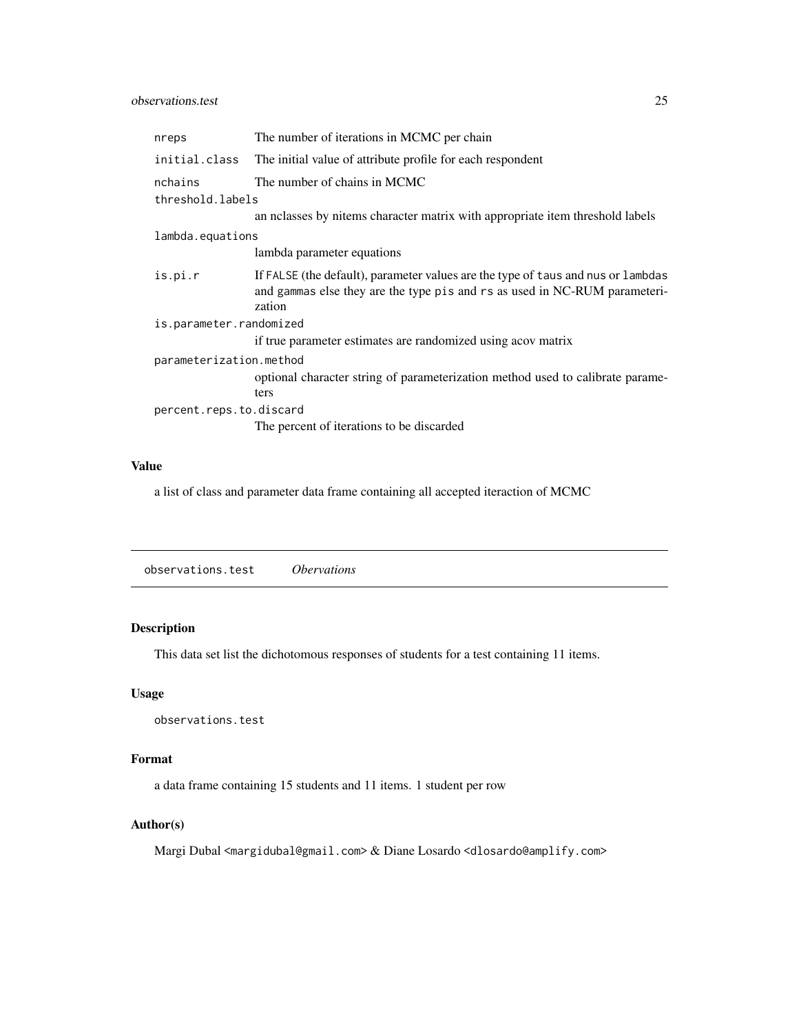| | |
|---|---|
| `nreps` | The number of iterations in MCMC per chain |
| `initial.class` | The initial value of attribute profile for each respondent |
| `nchains` | The number of chains in MCMC |
| `threshold.labels` | an nclasses by nitems character matrix with appropriate item threshold labels |
| `lambda.equations` | lambda parameter equations |
| `is.pi.r` | If `FALSE` (the default), parameter values are the type of `taus` and `nus` or `lambdas` and `gammas` else they are the type `pis` and `rs` as used in NC-RUM parameterization |
| `is.parameter.randomized` | if true parameter estimates are randomized using acov matrix |
| `parameterization.method` | optional character string of parameterization method used to calibrate parameters |
| `percent.reps.to.discard` | The percent of iterations to be discarded |

### Value

a list of class and parameter data frame containing all accepted iteraction of MCMC

---

## `observations.test` *Obervations*

### Description

This data set list the dichotomous responses of students for a test containing 11 items.

### Usage

```
observations.test
```

### Format

a data frame containing 15 students and 11 items. 1 student per row

### Author(s)

Margi Dubal <margidubal@gmail.com> & Diane Losardo <dlosardo@amplify.com>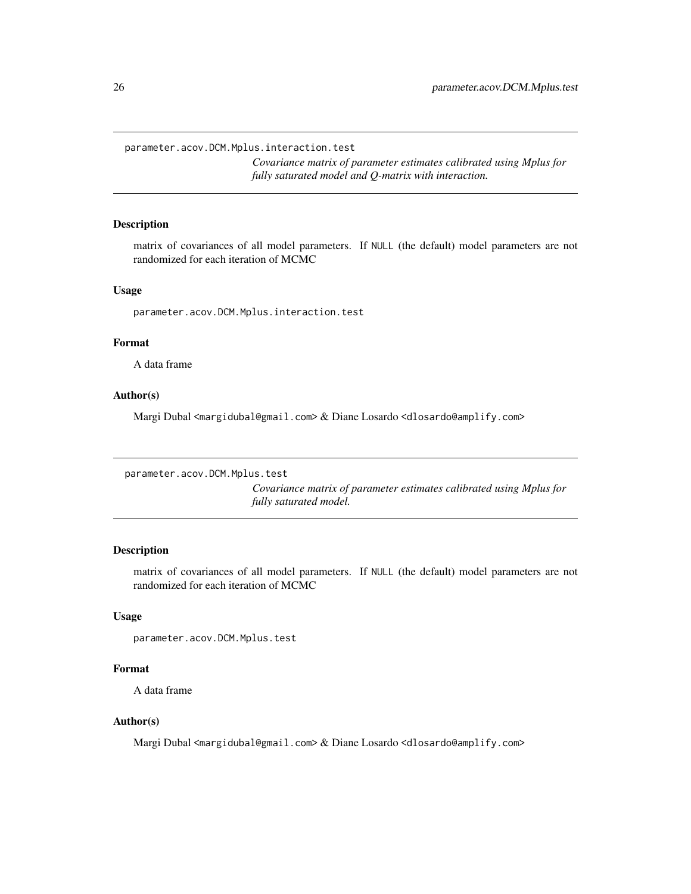## parameter.acov.DCM.Mplus.interaction.test

*Covariance matrix of parameter estimates calibrated using Mplus for fully saturated model and Q-matrix with interaction.*

### Description

matrix of covariances of all model parameters. If `NULL` (the default) model parameters are not randomized for each iteration of MCMC

### Usage

```
parameter.acov.DCM.Mplus.interaction.test
```

### Format

A data frame

### Author(s)

Margi Dubal <margidubal@gmail.com> & Diane Losardo <dlosardo@amplify.com>

## parameter.acov.DCM.Mplus.test

*Covariance matrix of parameter estimates calibrated using Mplus for fully saturated model.*

### Description

matrix of covariances of all model parameters. If `NULL` (the default) model parameters are not randomized for each iteration of MCMC

### Usage

```
parameter.acov.DCM.Mplus.test
```

### Format

A data frame

### Author(s)

Margi Dubal <margidubal@gmail.com> & Diane Losardo <dlosardo@amplify.com>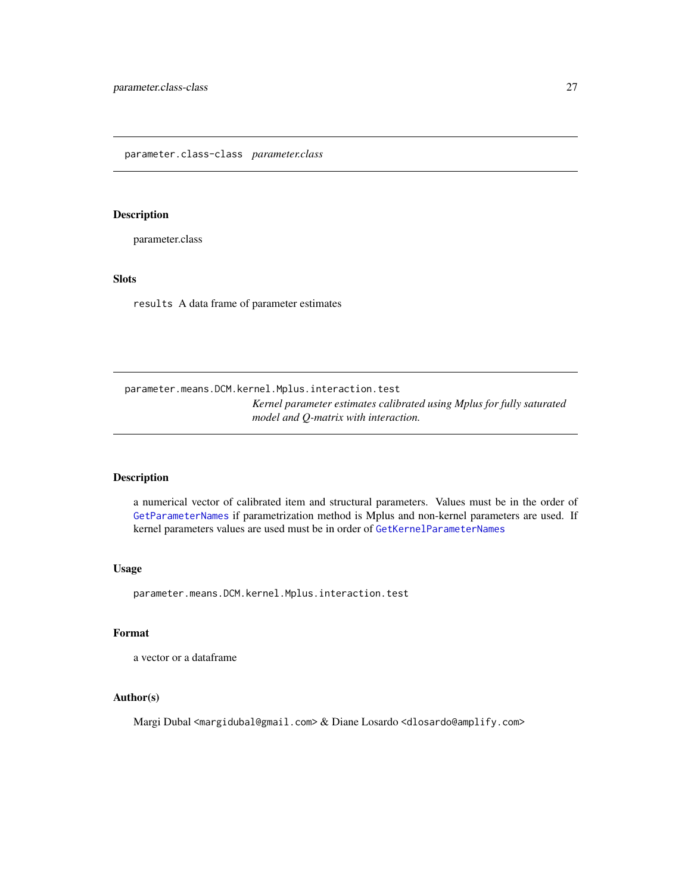## parameter.class-class *parameter.class*

### Description

parameter.class

### Slots

`results` A data frame of parameter estimates

## parameter.means.DCM.kernel.Mplus.interaction.test *Kernel parameter estimates calibrated using Mplus for fully saturated model and Q-matrix with interaction.*

### Description

a numerical vector of calibrated item and structural parameters. Values must be in the order of `GetParameterNames` if parametrization method is Mplus and non-kernel parameters are used. If kernel parameters values are used must be in order of `GetKernelParameterNames`

### Usage

```
parameter.means.DCM.kernel.Mplus.interaction.test
```

### Format

a vector or a dataframe

### Author(s)

Margi Dubal <margidubal@gmail.com> & Diane Losardo <dlosardo@amplify.com>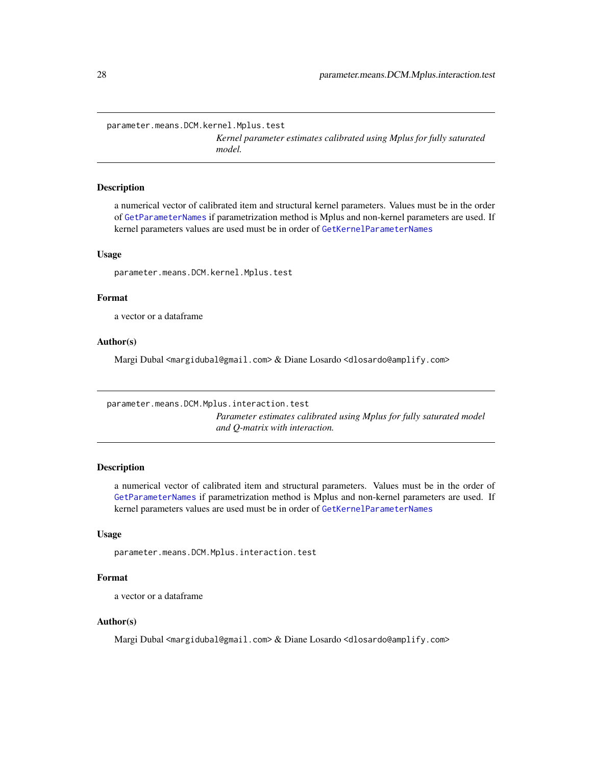## parameter.means.DCM.kernel.Mplus.test

*Kernel parameter estimates calibrated using Mplus for fully saturated model.*

### Description

a numerical vector of calibrated item and structural kernel parameters. Values must be in the order of GetParameterNames if parametrization method is Mplus and non-kernel parameters are used. If kernel parameters values are used must be in order of GetKernelParameterNames

### Usage

```
parameter.means.DCM.kernel.Mplus.test
```

### Format

a vector or a dataframe

### Author(s)

Margi Dubal <margidubal@gmail.com> & Diane Losardo <dlosardo@amplify.com>

## parameter.means.DCM.Mplus.interaction.test

*Parameter estimates calibrated using Mplus for fully saturated model and Q-matrix with interaction.*

### Description

a numerical vector of calibrated item and structural parameters. Values must be in the order of GetParameterNames if parametrization method is Mplus and non-kernel parameters are used. If kernel parameters values are used must be in order of GetKernelParameterNames

### Usage

```
parameter.means.DCM.Mplus.interaction.test
```

### Format

a vector or a dataframe

### Author(s)

Margi Dubal <margidubal@gmail.com> & Diane Losardo <dlosardo@amplify.com>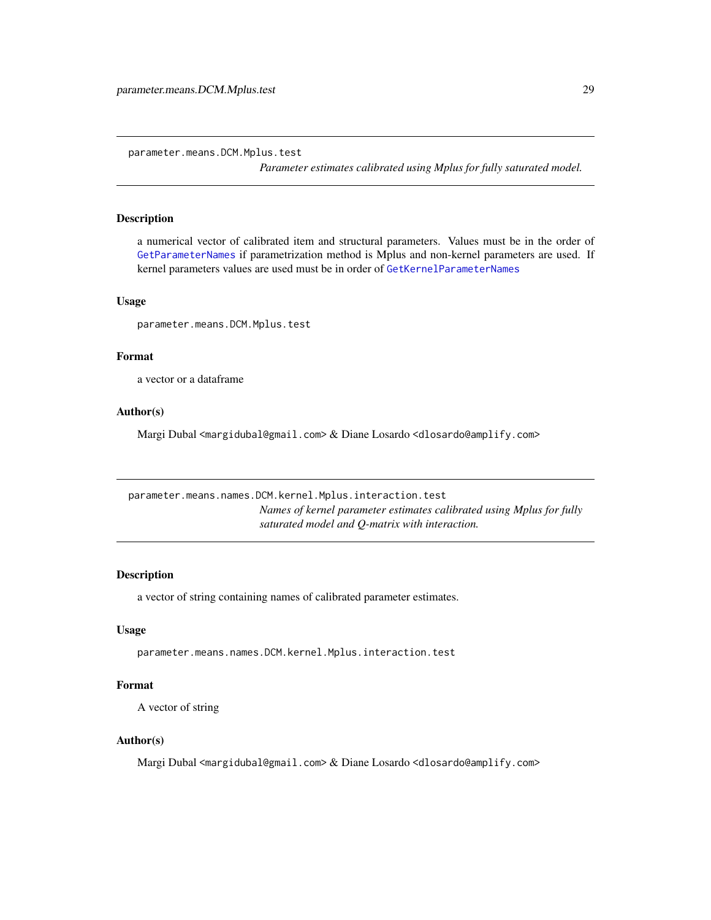## parameter.means.DCM.Mplus.test

*Parameter estimates calibrated using Mplus for fully saturated model.*

### Description

a numerical vector of calibrated item and structural parameters. Values must be in the order of `GetParameterNames` if parametrization method is Mplus and non-kernel parameters are used. If kernel parameters values are used must be in order of `GetKernelParameterNames`

### Usage

```
parameter.means.DCM.Mplus.test
```

### Format

a vector or a dataframe

### Author(s)

Margi Dubal <margidubal@gmail.com> & Diane Losardo <dlosardo@amplify.com>

## parameter.means.names.DCM.kernel.Mplus.interaction.test

*Names of kernel parameter estimates calibrated using Mplus for fully saturated model and Q-matrix with interaction.*

### Description

a vector of string containing names of calibrated parameter estimates.

### Usage

```
parameter.means.names.DCM.kernel.Mplus.interaction.test
```

### Format

A vector of string

### Author(s)

Margi Dubal <margidubal@gmail.com> & Diane Losardo <dlosardo@amplify.com>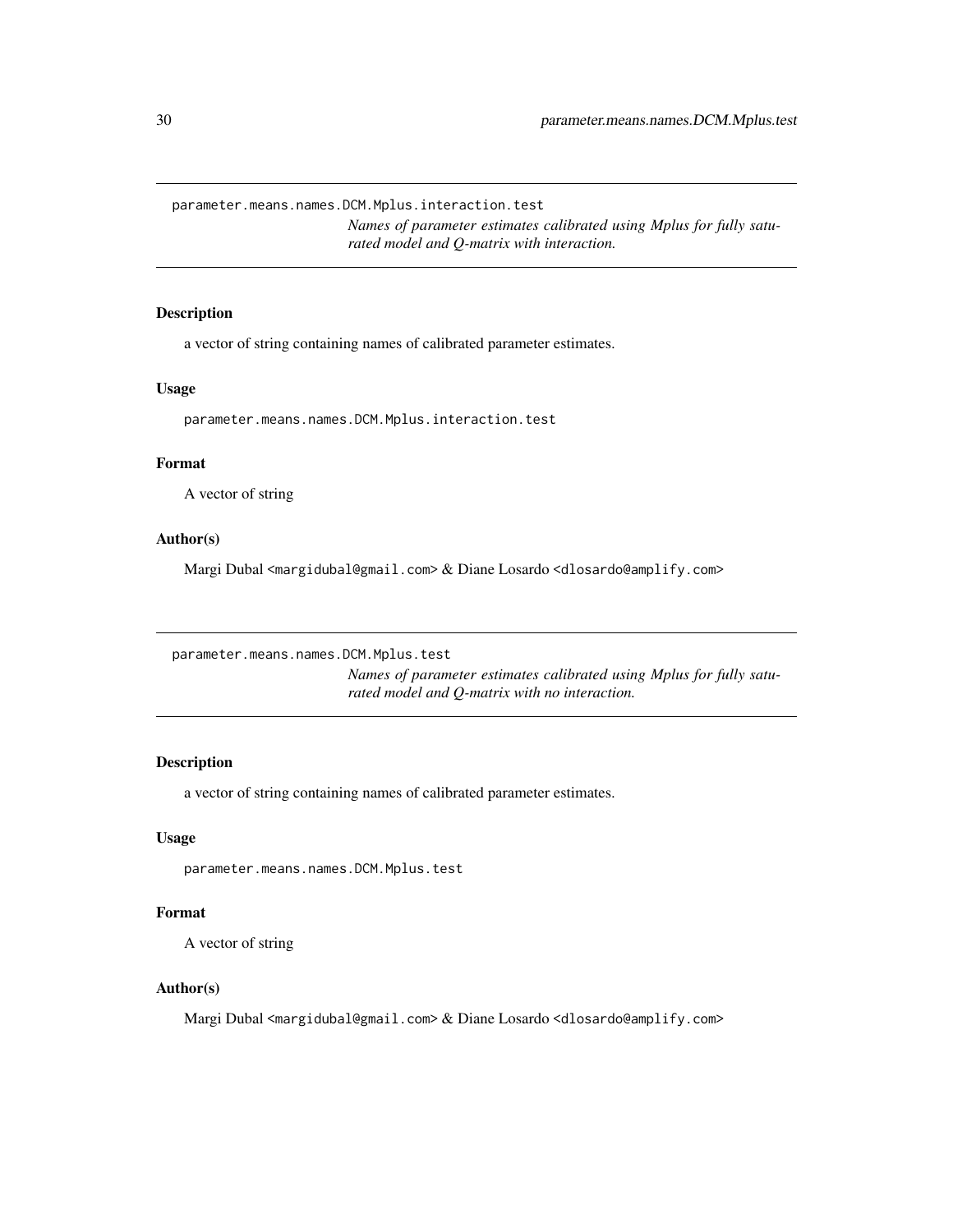## parameter.means.names.DCM.Mplus.interaction.test

*Names of parameter estimates calibrated using Mplus for fully saturated model and Q-matrix with interaction.*

### Description

a vector of string containing names of calibrated parameter estimates.

### Usage

```
parameter.means.names.DCM.Mplus.interaction.test
```

### Format

A vector of string

### Author(s)

Margi Dubal <margidubal@gmail.com> & Diane Losardo <dlosardo@amplify.com>

## parameter.means.names.DCM.Mplus.test

*Names of parameter estimates calibrated using Mplus for fully saturated model and Q-matrix with no interaction.*

### Description

a vector of string containing names of calibrated parameter estimates.

### Usage

```
parameter.means.names.DCM.Mplus.test
```

### Format

A vector of string

### Author(s)

Margi Dubal <margidubal@gmail.com> & Diane Losardo <dlosardo@amplify.com>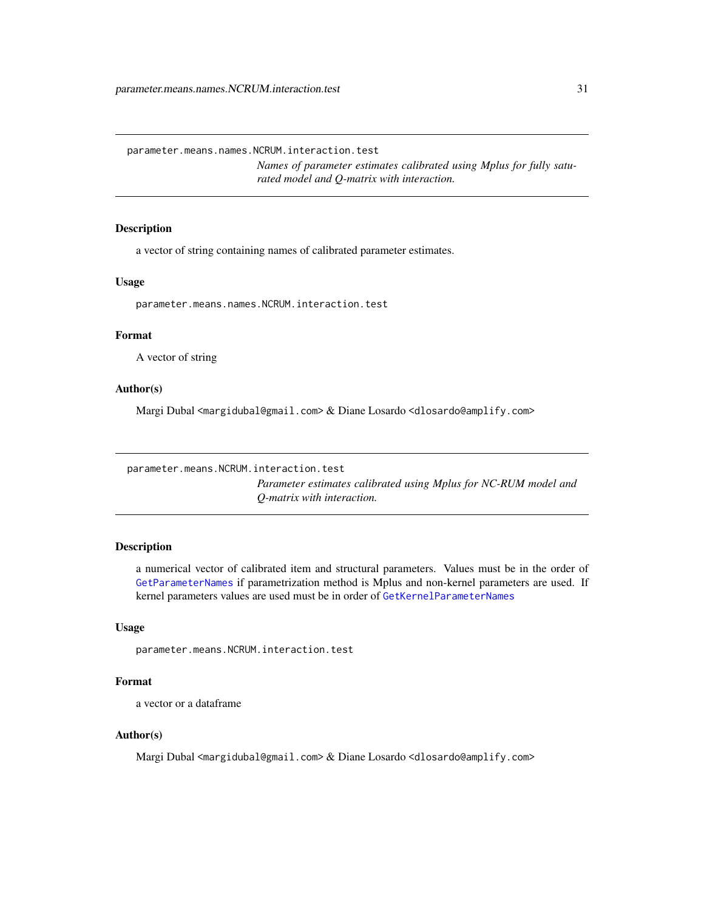## parameter.means.names.NCRUM.interaction.test

*Names of parameter estimates calibrated using Mplus for fully saturated model and Q-matrix with interaction.*

### Description

a vector of string containing names of calibrated parameter estimates.

### Usage

```
parameter.means.names.NCRUM.interaction.test
```

### Format

A vector of string

### Author(s)

Margi Dubal <margidubal@gmail.com> & Diane Losardo <dlosardo@amplify.com>

## parameter.means.NCRUM.interaction.test

*Parameter estimates calibrated using Mplus for NC-RUM model and Q-matrix with interaction.*

### Description

a numerical vector of calibrated item and structural parameters. Values must be in the order of GetParameterNames if parametrization method is Mplus and non-kernel parameters are used. If kernel parameters values are used must be in order of GetKernelParameterNames

### Usage

```
parameter.means.NCRUM.interaction.test
```

### Format

a vector or a dataframe

### Author(s)

Margi Dubal <margidubal@gmail.com> & Diane Losardo <dlosardo@amplify.com>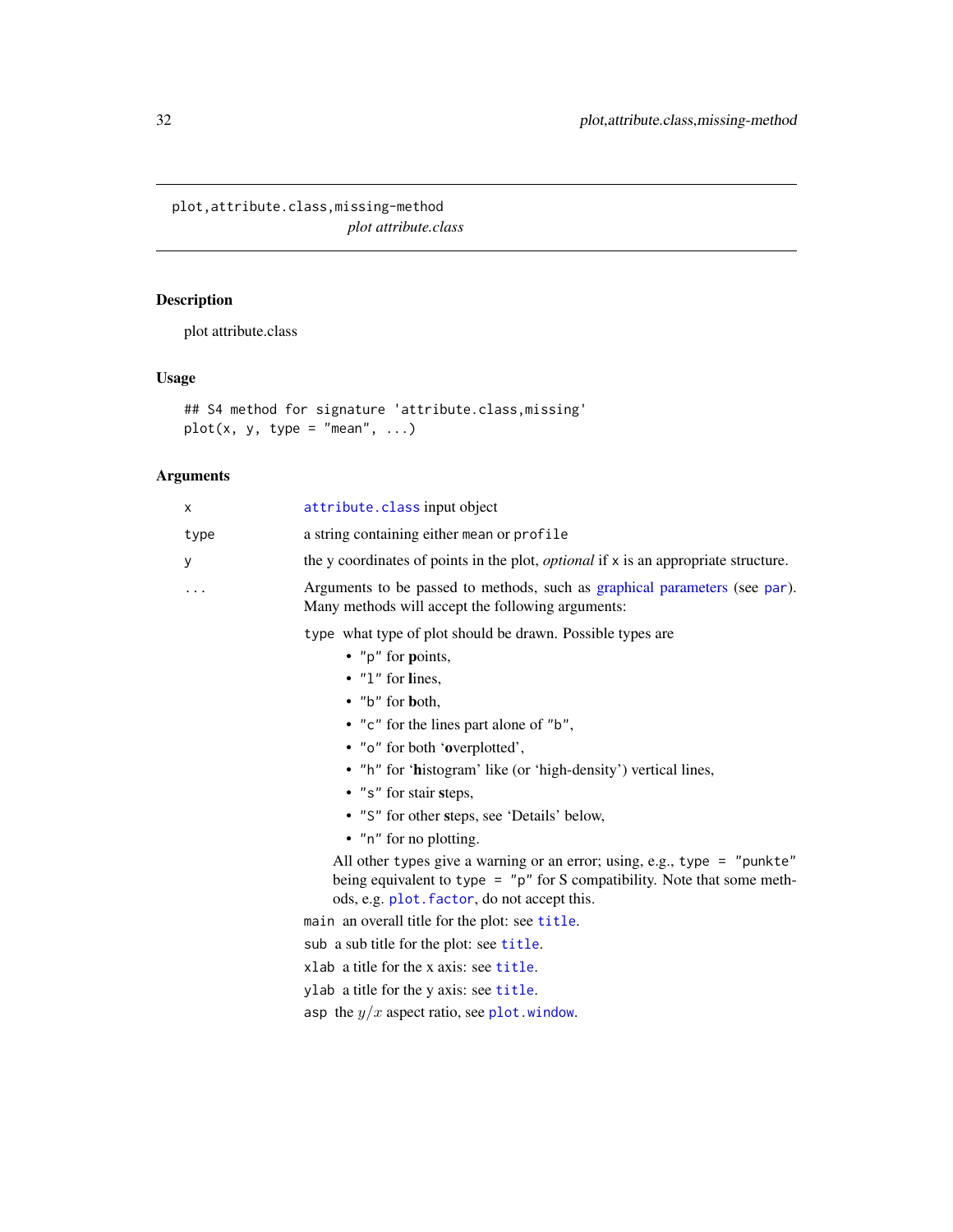## plot,attribute.class,missing-method

*plot attribute.class*

### Description

plot attribute.class

### Usage

```
## S4 method for signature 'attribute.class,missing'
plot(x, y, type = "mean", ...)
```

### Arguments

| | |
|---|---|
| x | attribute.class input object |
| type | a string containing either mean or profile |
| y | the y coordinates of points in the plot, *optional* if x is an appropriate structure. |
| ... | Arguments to be passed to methods, such as graphical parameters (see par). Many methods will accept the following arguments: |

type what type of plot should be drawn. Possible types are

- "p" for **p**oints,
- "l" for **l**ines,
- "b" for **b**oth,
- "c" for the lines part alone of "b",
- "o" for both '**o**verplotted',
- "h" for '**h**istogram' like (or 'high-density') vertical lines,
- "s" for stair **s**teps,
- "S" for other **s**teps, see 'Details' below,
- "n" for no plotting.

All other types give a warning or an error; using, e.g., type = "punkte" being equivalent to type = "p" for S compatibility. Note that some methods, e.g. plot.factor, do not accept this.

main an overall title for the plot: see title.

sub a sub title for the plot: see title.

xlab a title for the x axis: see title.

ylab a title for the y axis: see title.

asp the $y/x$ aspect ratio, see plot.window.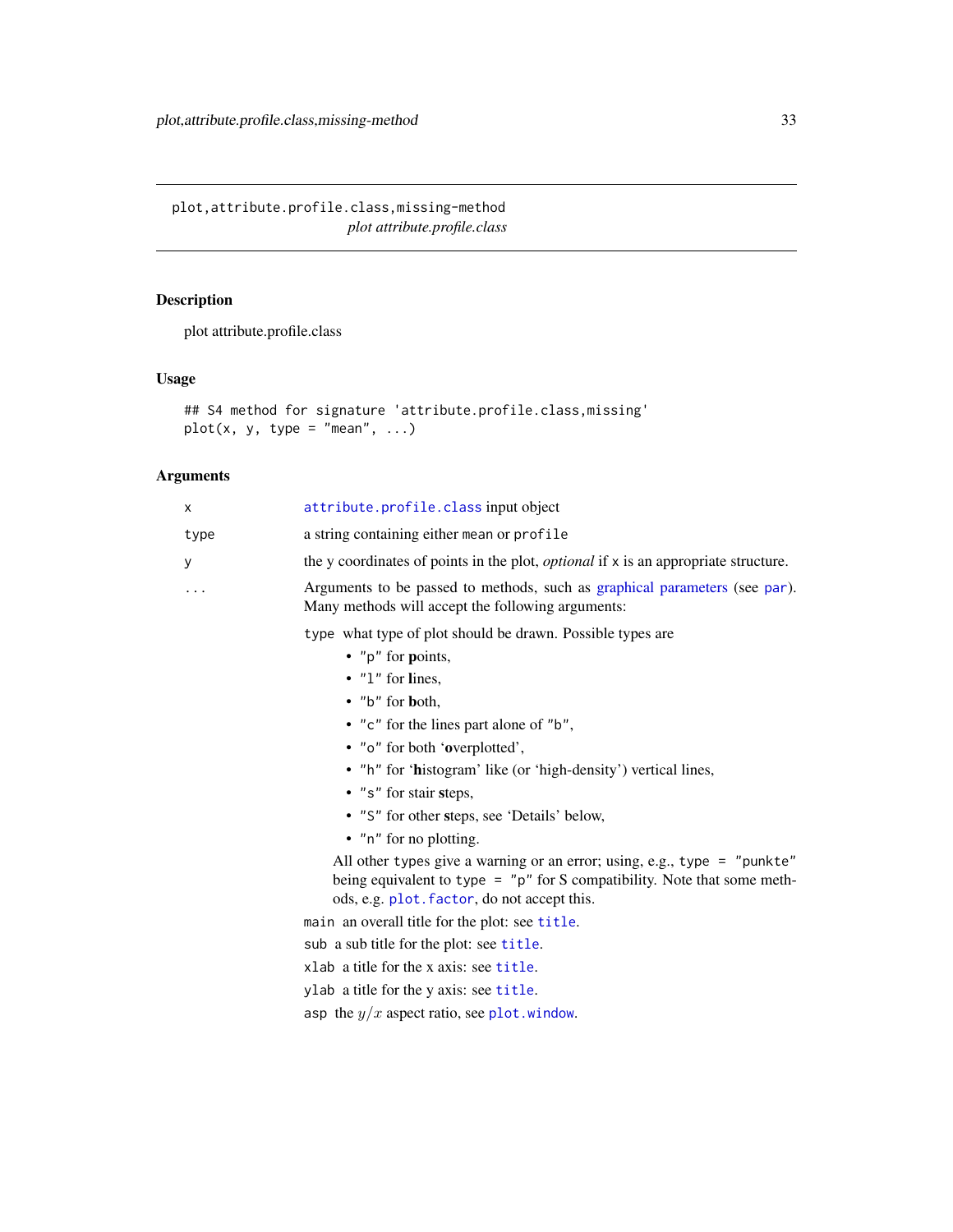plot,attribute.profile.class,missing-method
*plot attribute.profile.class*

## Description

plot attribute.profile.class

## Usage

```
## S4 method for signature 'attribute.profile.class,missing'
plot(x, y, type = "mean", ...)
```

## Arguments

- `x` — `attribute.profile.class` input object
- `type` — a string containing either `mean` or `profile`
- `y` — the y coordinates of points in the plot, *optional* if `x` is an appropriate structure.
- `...` — Arguments to be passed to methods, such as graphical parameters (see `par`). Many methods will accept the following arguments:

  `type` what type of plot should be drawn. Possible types are
  - `"p"` for **p**oints,
  - `"l"` for **l**ines,
  - `"b"` for **b**oth,
  - `"c"` for the lines part alone of `"b"`,
  - `"o"` for both '**o**verplotted',
  - `"h"` for '**h**istogram' like (or 'high-density') vertical lines,
  - `"s"` for stair **s**teps,
  - `"S"` for other **s**teps, see 'Details' below,
  - `"n"` for no plotting.

  All other `type`s give a warning or an error; using, e.g., `type = "punkte"` being equivalent to `type = "p"` for S compatibility. Note that some methods, e.g. `plot.factor`, do not accept this.

  `main` an overall title for the plot: see `title`.

  `sub` a sub title for the plot: see `title`.

  `xlab` a title for the x axis: see `title`.

  `ylab` a title for the y axis: see `title`.

  `asp` the $y/x$ aspect ratio, see `plot.window`.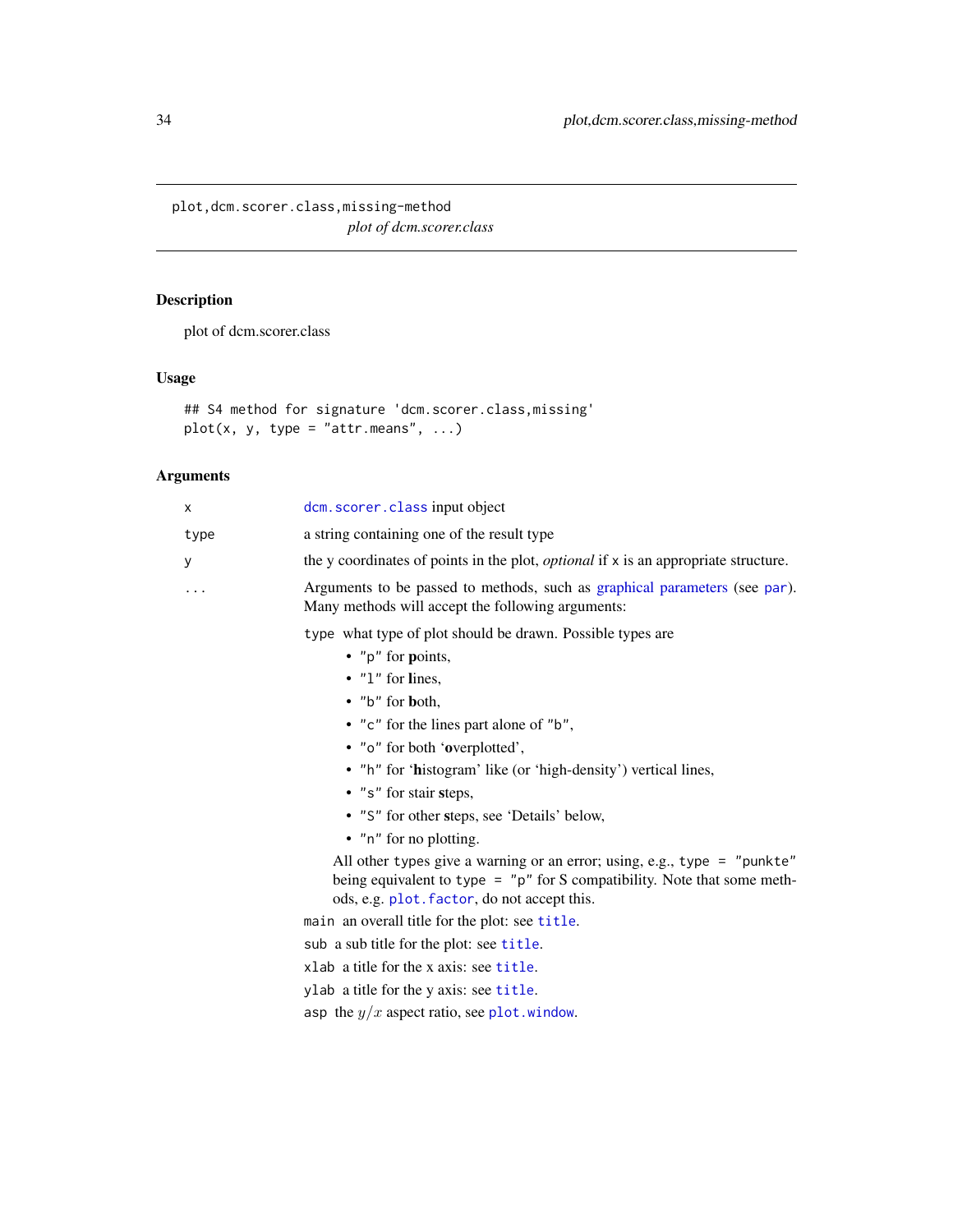## plot,dcm.scorer.class,missing-method

*plot of dcm.scorer.class*

### Description

plot of dcm.scorer.class

### Usage

```
## S4 method for signature 'dcm.scorer.class,missing'
plot(x, y, type = "attr.means", ...)
```

### Arguments

| | |
|---|---|
| `x` | `dcm.scorer.class` input object |
| `type` | a string containing one of the result type |
| `y` | the y coordinates of points in the plot, *optional* if `x` is an appropriate structure. |
| `...` | Arguments to be passed to methods, such as graphical parameters (see `par`). Many methods will accept the following arguments: |

`type` what type of plot should be drawn. Possible types are

- `"p"` for **p**oints,
- `"l"` for **l**ines,
- `"b"` for **b**oth,
- `"c"` for the lines part alone of `"b"`,
- `"o"` for both '**o**verplotted',
- `"h"` for '**h**istogram' like (or 'high-density') vertical lines,
- `"s"` for stair **s**teps,
- `"S"` for other **s**teps, see 'Details' below,
- `"n"` for no plotting.

All other `types` give a warning or an error; using, e.g., `type = "punkte"` being equivalent to `type = "p"` for S compatibility. Note that some methods, e.g. `plot.factor`, do not accept this.

`main` an overall title for the plot: see `title`.

`sub` a sub title for the plot: see `title`.

`xlab` a title for the x axis: see `title`.

`ylab` a title for the y axis: see `title`.

`asp` the $y/x$ aspect ratio, see `plot.window`.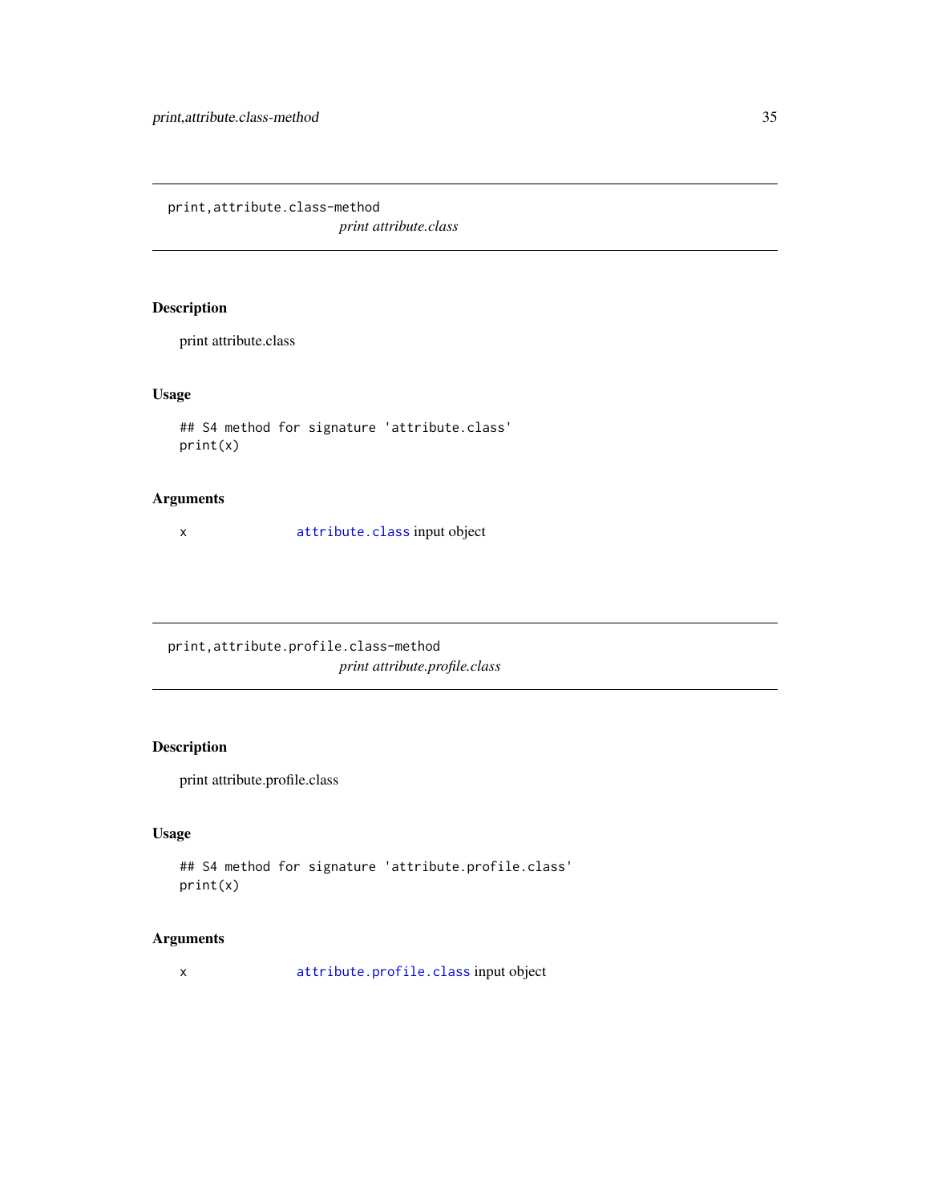## print,attribute.class-method

*print attribute.class*

### Description

print attribute.class

### Usage

```
## S4 method for signature 'attribute.class'
print(x)
```

### Arguments

| | |
|---|---|
| x | `attribute.class` input object |

## print,attribute.profile.class-method

*print attribute.profile.class*

### Description

print attribute.profile.class

### Usage

```
## S4 method for signature 'attribute.profile.class'
print(x)
```

### Arguments

| | |
|---|---|
| x | `attribute.profile.class` input object |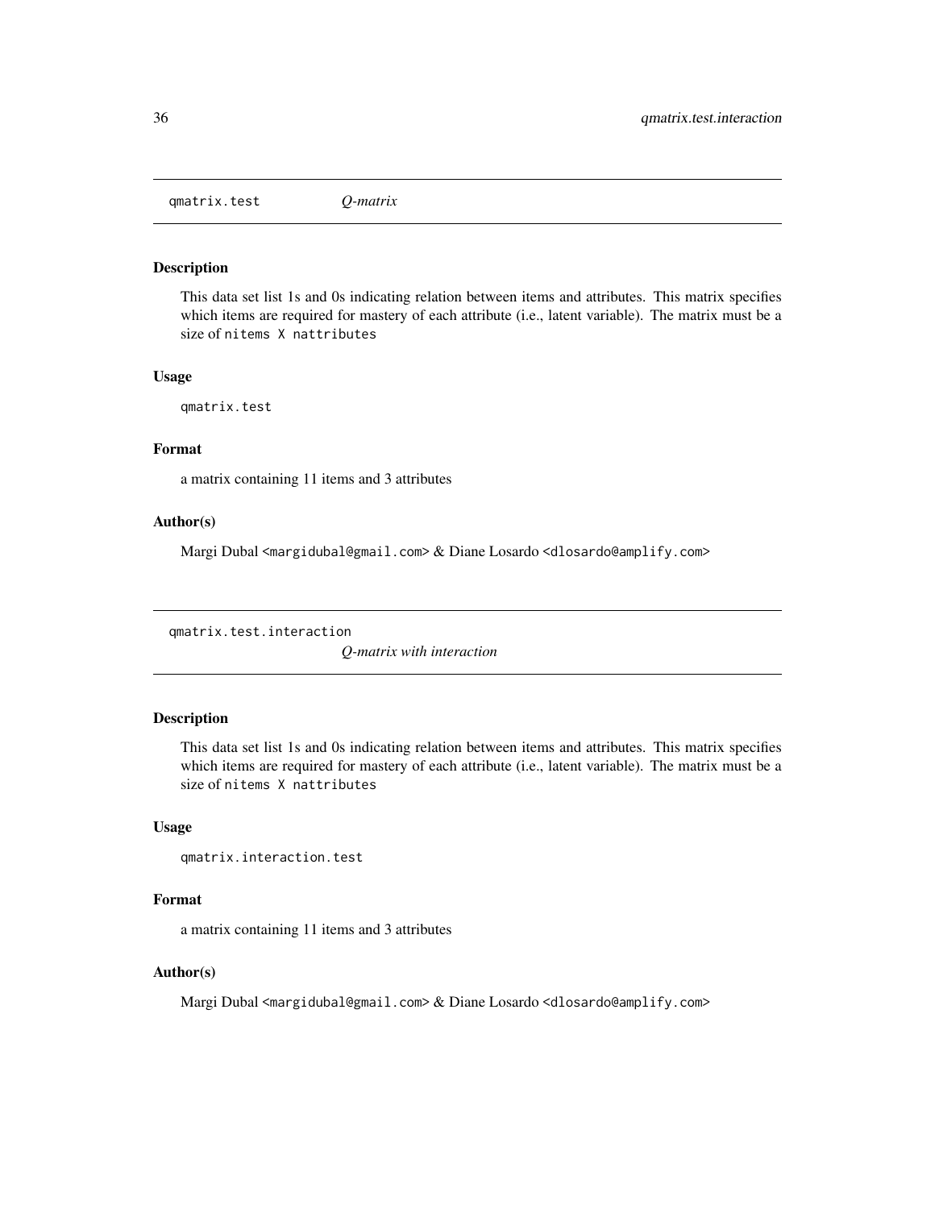## qmatrix.test — *Q-matrix*

### Description

This data set list 1s and 0s indicating relation between items and attributes. This matrix specifies which items are required for mastery of each attribute (i.e., latent variable). The matrix must be a size of `nitems X nattributes`

### Usage

```
qmatrix.test
```

### Format

a matrix containing 11 items and 3 attributes

### Author(s)

Margi Dubal <margidubal@gmail.com> & Diane Losardo <dlosardo@amplify.com>

## qmatrix.test.interaction — *Q-matrix with interaction*

### Description

This data set list 1s and 0s indicating relation between items and attributes. This matrix specifies which items are required for mastery of each attribute (i.e., latent variable). The matrix must be a size of `nitems X nattributes`

### Usage

```
qmatrix.interaction.test
```

### Format

a matrix containing 11 items and 3 attributes

### Author(s)

Margi Dubal <margidubal@gmail.com> & Diane Losardo <dlosardo@amplify.com>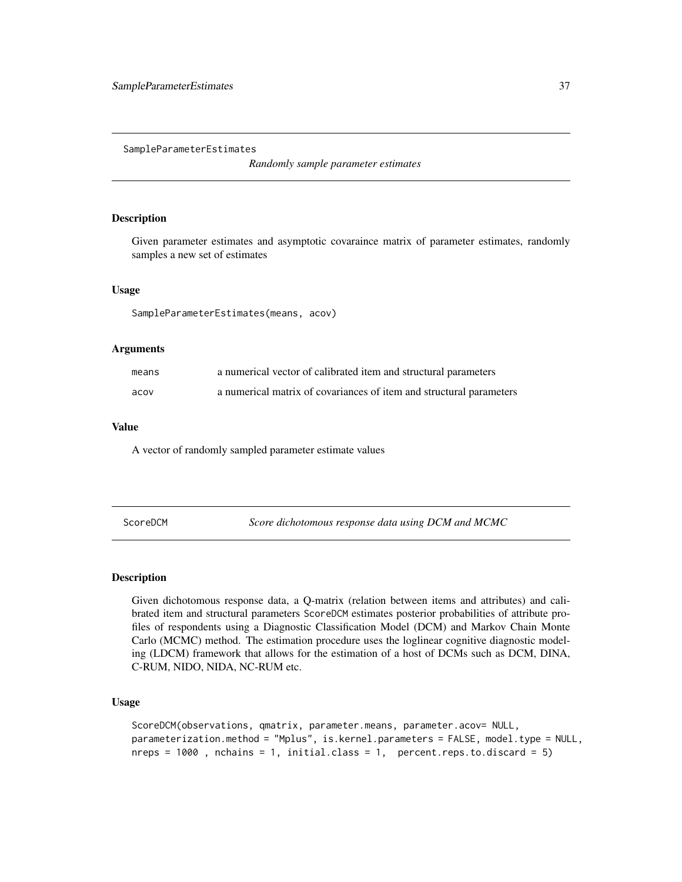`SampleParameterEstimates` *Randomly sample parameter estimates*

### Description

Given parameter estimates and asymptotic covaraince matrix of parameter estimates, randomly samples a new set of estimates

### Usage

```
SampleParameterEstimates(means, acov)
```

### Arguments

| | |
|---|---|
| means | a numerical vector of calibrated item and structural parameters |
| acov | a numerical matrix of covariances of item and structural parameters |

### Value

A vector of randomly sampled parameter estimate values

---

`ScoreDCM` *Score dichotomous response data using DCM and MCMC*

### Description

Given dichotomous response data, a Q-matrix (relation between items and attributes) and calibrated item and structural parameters `ScoreDCM` estimates posterior probabilities of attribute profiles of respondents using a Diagnostic Classification Model (DCM) and Markov Chain Monte Carlo (MCMC) method. The estimation procedure uses the loglinear cognitive diagnostic modeling (LDCM) framework that allows for the estimation of a host of DCMs such as DCM, DINA, C-RUM, NIDO, NIDA, NC-RUM etc.

### Usage

```
ScoreDCM(observations, qmatrix, parameter.means, parameter.acov= NULL,
parameterization.method = "Mplus", is.kernel.parameters = FALSE, model.type = NULL,
nreps = 1000 , nchains = 1, initial.class = 1,  percent.reps.to.discard = 5)
```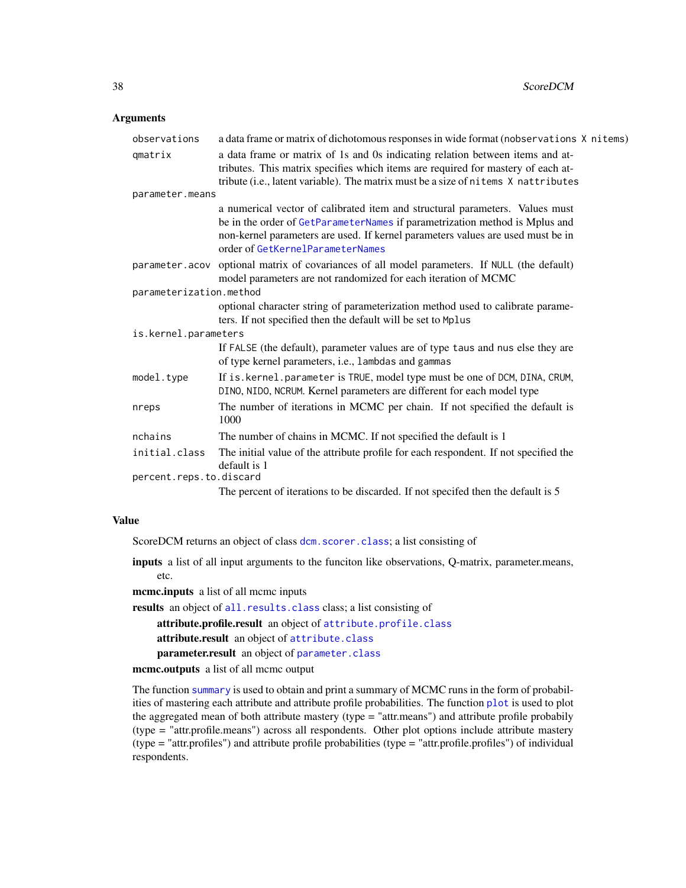### Arguments

| | |
|---|---|
| `observations` | a data frame or matrix of dichotomous responses in wide format (`nobservations X nitems`) |
| `qmatrix` | a data frame or matrix of 1s and 0s indicating relation between items and attributes. This matrix specifies which items are required for mastery of each attribute (i.e., latent variable). The matrix must be a size of `nitems X nattributes` |
| `parameter.means` | a numerical vector of calibrated item and structural parameters. Values must be in the order of `GetParameterNames` if parametrization method is Mplus and non-kernel parameters are used. If kernel parameters values are used must be in order of `GetKernelParameterNames` |
| `parameter.acov` | optional matrix of covariances of all model parameters. If `NULL` (the default) model parameters are not randomized for each iteration of MCMC |
| `parameterization.method` | optional character string of parameterization method used to calibrate parameters. If not specified then the default will be set to `Mplus` |
| `is.kernel.parameters` | If `FALSE` (the default), parameter values are of type `taus` and `nus` else they are of type kernel parameters, i.e., `lambdas` and `gammas` |
| `model.type` | If `is.kernel.parameter` is `TRUE`, model type must be one of `DCM`, `DINA`, `CRUM`, `DINO`, `NIDO`, `NCRUM`. Kernel parameters are different for each model type |
| `nreps` | The number of iterations in MCMC per chain. If not specified the default is 1000 |
| `nchains` | The number of chains in MCMC. If not specified the default is 1 |
| `initial.class` | The initial value of the attribute profile for each respondent. If not specified the default is 1 |
| `percent.reps.to.discard` | The percent of iterations to be discarded. If not specifed then the default is 5 |

### Value

ScoreDCM returns an object of class `dcm.scorer.class`; a list consisting of

**inputs** a list of all input arguments to the funciton like observations, Q-matrix, parameter.means, etc.

**mcmc.inputs** a list of all mcmc inputs

**results** an object of `all.results.class` class; a list consisting of

- **attribute.profile.result** an object of `attribute.profile.class`
- **attribute.result** an object of `attribute.class`
- **parameter.result** an object of `parameter.class`

**mcmc.outputs** a list of all mcmc output

The function `summary` is used to obtain and print a summary of MCMC runs in the form of probabilities of mastering each attribute and attribute profile probabilities. The function `plot` is used to plot the aggregated mean of both attribute mastery (type = "attr.means") and attribute profile probabily (type = "attr.profile.means") across all respondents. Other plot options include attribute mastery (type = "attr.profiles") and attribute profile probabilities (type = "attr.profile.profiles") of individual respondents.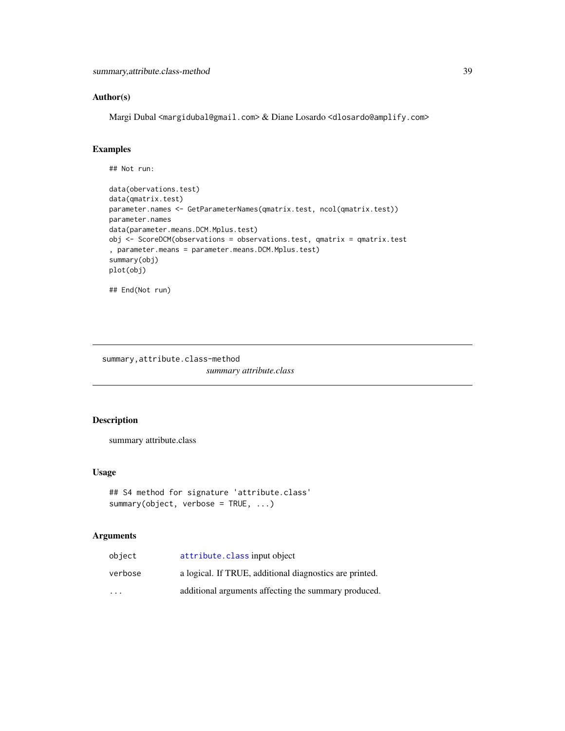## Author(s)

Margi Dubal <margidubal@gmail.com> & Diane Losardo <dlosardo@amplify.com>

## Examples

```
## Not run:

data(obervations.test)
data(qmatrix.test)
parameter.names <- GetParameterNames(qmatrix.test, ncol(qmatrix.test))
parameter.names
data(parameter.means.DCM.Mplus.test)
obj <- ScoreDCM(observations = observations.test, qmatrix = qmatrix.test
, parameter.means = parameter.means.DCM.Mplus.test)
summary(obj)
plot(obj)

## End(Not run)
```

---

`summary,attribute.class-method`

*summary attribute.class*

---

## Description

summary attribute.class

## Usage

```
## S4 method for signature 'attribute.class'
summary(object, verbose = TRUE, ...)
```

## Arguments

| | |
|---|---|
| `object` | `attribute.class` input object |
| `verbose` | a logical. If TRUE, additional diagnostics are printed. |
| `...` | additional arguments affecting the summary produced. |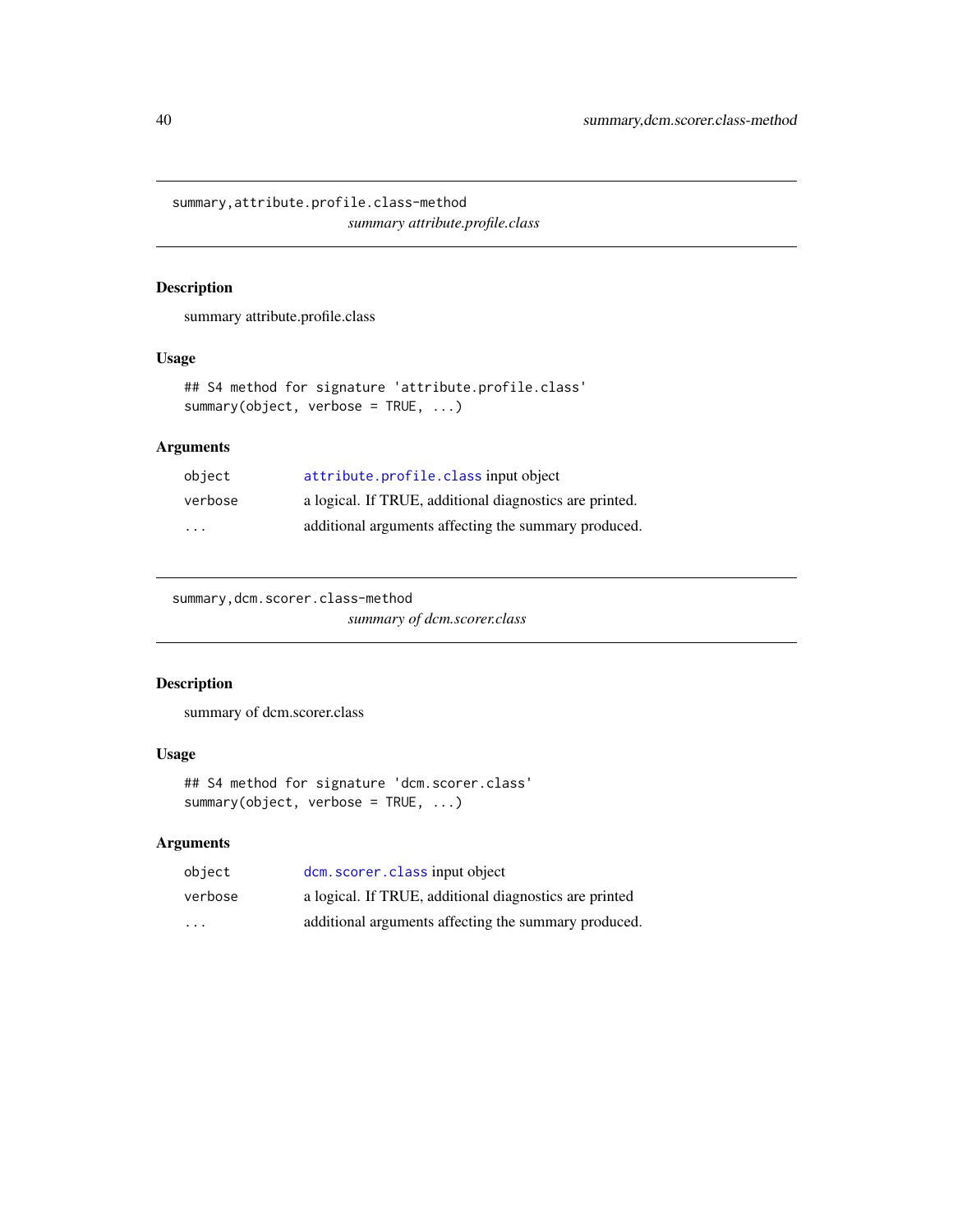## summary,attribute.profile.class-method

*summary attribute.profile.class*

### Description

summary attribute.profile.class

### Usage

```
## S4 method for signature 'attribute.profile.class'
summary(object, verbose = TRUE, ...)
```

### Arguments

| | |
|---|---|
| `object` | `attribute.profile.class` input object |
| `verbose` | a logical. If TRUE, additional diagnostics are printed. |
| `...` | additional arguments affecting the summary produced. |

## summary,dcm.scorer.class-method

*summary of dcm.scorer.class*

### Description

summary of dcm.scorer.class

### Usage

```
## S4 method for signature 'dcm.scorer.class'
summary(object, verbose = TRUE, ...)
```

### Arguments

| | |
|---|---|
| `object` | `dcm.scorer.class` input object |
| `verbose` | a logical. If TRUE, additional diagnostics are printed |
| `...` | additional arguments affecting the summary produced. |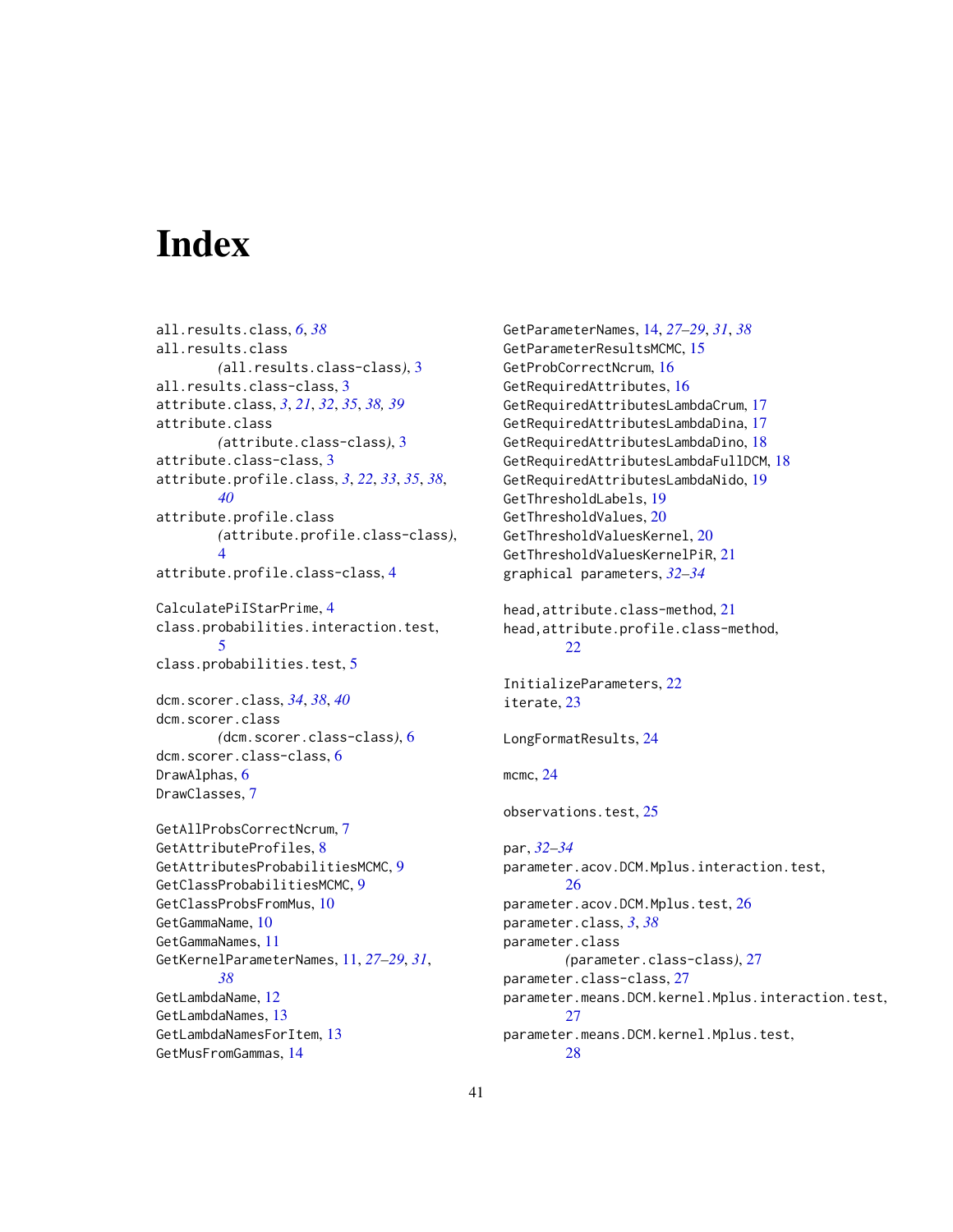# Index

all.results.class, *6*, *38*
all.results.class (all.results.class-class), 3
all.results.class-class, 3
attribute.class, *3*, *21*, *32*, *35*, *38, 39*
attribute.class (attribute.class-class), 3
attribute.class-class, 3
attribute.profile.class, *3*, *22*, *33*, *35*, *38*, *40*
attribute.profile.class (attribute.profile.class-class), 4
attribute.profile.class-class, 4

CalculatePiIStarPrime, 4
class.probabilities.interaction.test, 5
class.probabilities.test, 5

dcm.scorer.class, *34*, *38*, *40*
dcm.scorer.class (dcm.scorer.class-class), 6
dcm.scorer.class-class, 6
DrawAlphas, 6
DrawClasses, 7

GetAllProbsCorrectNcrum, 7
GetAttributeProfiles, 8
GetAttributesProbabilitiesMCMC, 9
GetClassProbabilitiesMCMC, 9
GetClassProbsFromMus, 10
GetGammaName, 10
GetGammaNames, 11
GetKernelParameterNames, 11, *27–29*, *31*, *38*
GetLambdaName, 12
GetLambdaNames, 13
GetLambdaNamesForItem, 13
GetMusFromGammas, 14
GetParameterNames, 14, *27–29*, *31*, *38*
GetParameterResultsMCMC, 15
GetProbCorrectNcrum, 16
GetRequiredAttributes, 16
GetRequiredAttributesLambdaCrum, 17
GetRequiredAttributesLambdaDina, 17
GetRequiredAttributesLambdaDino, 18
GetRequiredAttributesLambdaFullDCM, 18
GetRequiredAttributesLambdaNido, 19
GetThresholdLabels, 19
GetThresholdValues, 20
GetThresholdValuesKernel, 20
GetThresholdValuesKernelPiR, 21
graphical parameters, *32–34*

head,attribute.class-method, 21
head,attribute.profile.class-method, 22

InitializeParameters, 22
iterate, 23

LongFormatResults, 24

mcmc, 24

observations.test, 25

par, *32–34*
parameter.acov.DCM.Mplus.interaction.test, 26
parameter.acov.DCM.Mplus.test, 26
parameter.class, *3*, *38*
parameter.class (parameter.class-class), 27
parameter.class-class, 27
parameter.means.DCM.kernel.Mplus.interaction.test, 27
parameter.means.DCM.kernel.Mplus.test, 28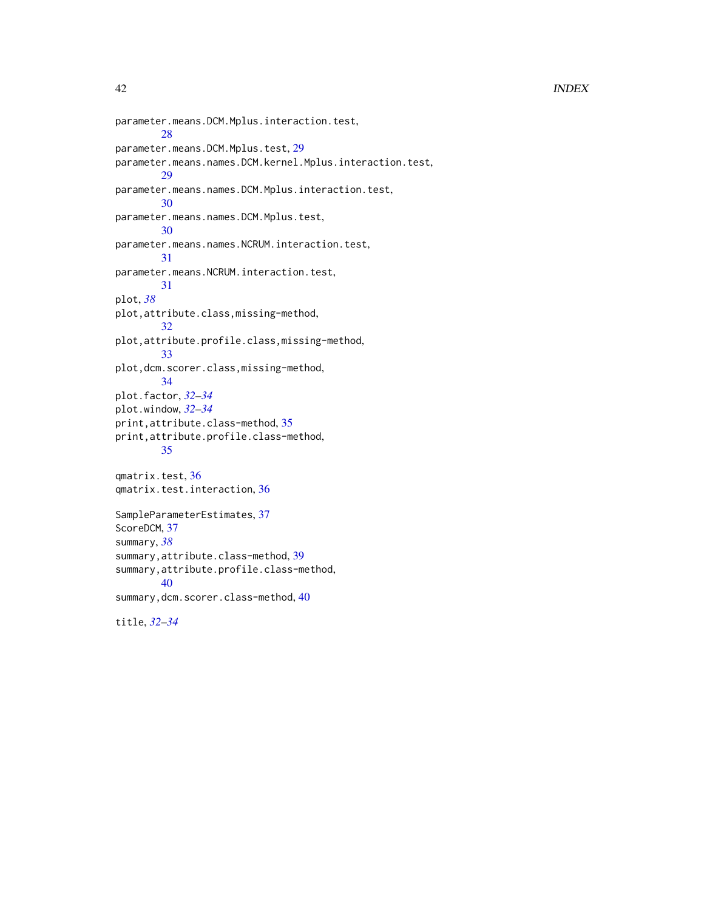parameter.means.DCM.Mplus.interaction.test, 28
parameter.means.DCM.Mplus.test, 29
parameter.means.names.DCM.kernel.Mplus.interaction.test, 29
parameter.means.names.DCM.Mplus.interaction.test, 30
parameter.means.names.DCM.Mplus.test, 30
parameter.means.names.NCRUM.interaction.test, 31
parameter.means.NCRUM.interaction.test, 31
plot, *38*
plot,attribute.class,missing-method, 32
plot,attribute.profile.class,missing-method, 33
plot,dcm.scorer.class,missing-method, 34
plot.factor, *32–34*
plot.window, *32–34*
print,attribute.class-method, 35
print,attribute.profile.class-method, 35

qmatrix.test, 36
qmatrix.test.interaction, 36

SampleParameterEstimates, 37
ScoreDCM, 37
summary, *38*
summary,attribute.class-method, 39
summary,attribute.profile.class-method, 40
summary,dcm.scorer.class-method, 40

title, *32–34*